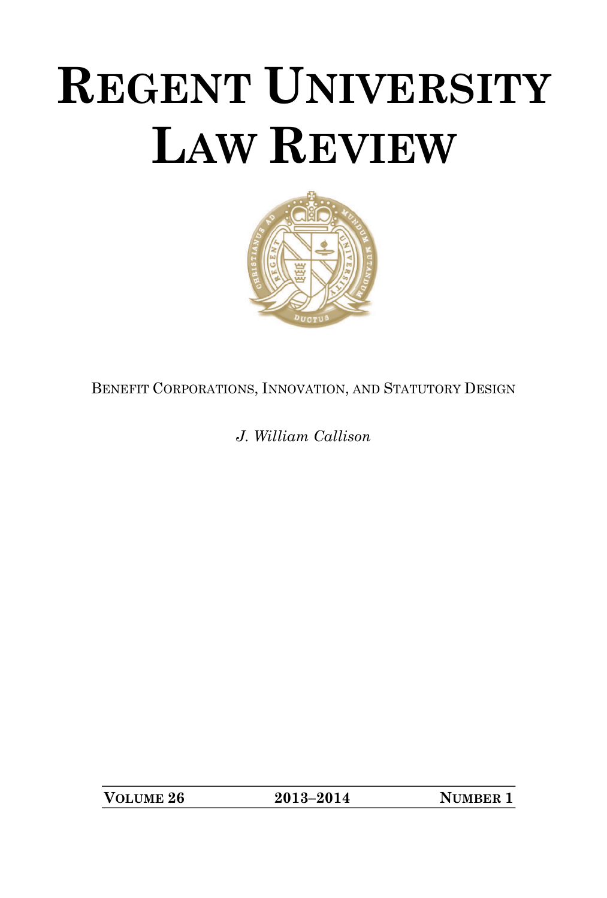# REGENT UNIVERSITY LAW REVIEW

BENEFIT CORPORATIONS, INNOVATION, AND STATUTORY DESIGN

*J. William Callison*

| **VOLUME 26** | **2013–2014** | **NUMBER 1** |
|---|---|---|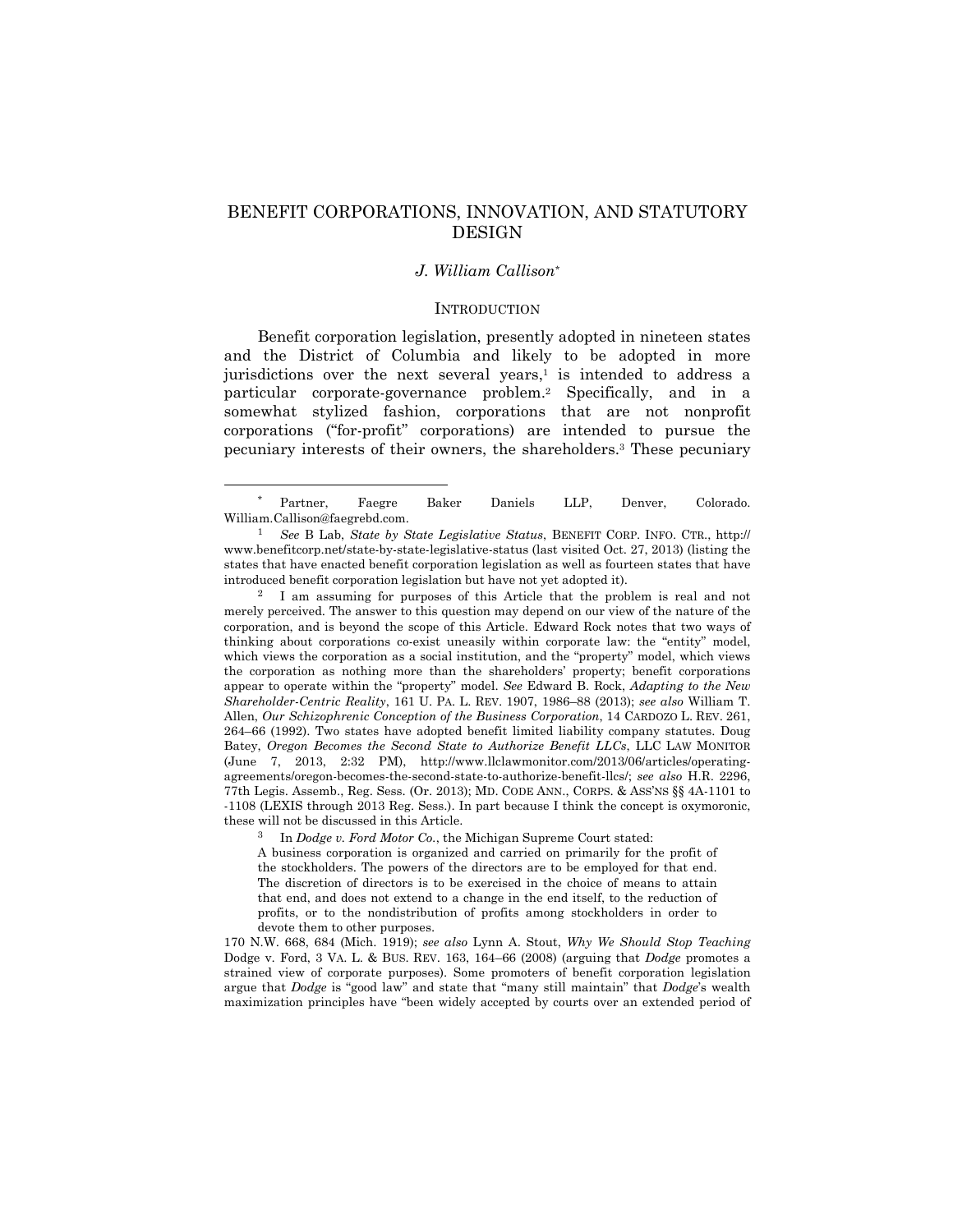# BENEFIT CORPORATIONS, INNOVATION, AND STATUTORY DESIGN

*J. William Callison*[*]

## INTRODUCTION

Benefit corporation legislation, presently adopted in nineteen states and the District of Columbia and likely to be adopted in more jurisdictions over the next several years,[1] is intended to address a particular corporate-governance problem.[2] Specifically, and in a somewhat stylized fashion, corporations that are not nonprofit corporations ("for-profit" corporations) are intended to pursue the pecuniary interests of their owners, the shareholders.[3] These pecuniary

---

[*] Partner, Faegre Baker Daniels LLP, Denver, Colorado. William.Callison@faegrebd.com.

[1] *See* B Lab, *State by State Legislative Status*, BENEFIT CORP. INFO. CTR., http://www.benefitcorp.net/state-by-state-legislative-status (last visited Oct. 27, 2013) (listing the states that have enacted benefit corporation legislation as well as fourteen states that have introduced benefit corporation legislation but have not yet adopted it).

[2] I am assuming for purposes of this Article that the problem is real and not merely perceived. The answer to this question may depend on our view of the nature of the corporation, and is beyond the scope of this Article. Edward Rock notes that two ways of thinking about corporations co-exist uneasily within corporate law: the "entity" model, which views the corporation as a social institution, and the "property" model, which views the corporation as nothing more than the shareholders' property; benefit corporations appear to operate within the "property" model. *See* Edward B. Rock, *Adapting to the New Shareholder-Centric Reality*, 161 U. PA. L. REV. 1907, 1986–88 (2013); *see also* William T. Allen, *Our Schizophrenic Conception of the Business Corporation*, 14 CARDOZO L. REV. 261, 264–66 (1992). Two states have adopted benefit limited liability company statutes. Doug Batey, *Oregon Becomes the Second State to Authorize Benefit LLCs*, LLC LAW MONITOR (June 7, 2013, 2:32 PM), http://www.llclawmonitor.com/2013/06/articles/operating-agreements/oregon-becomes-the-second-state-to-authorize-benefit-llcs/; *see also* H.R. 2296, 77th Legis. Assemb., Reg. Sess. (Or. 2013); MD. CODE ANN., CORPS. & ASS'NS §§ 4A-1101 to -1108 (LEXIS through 2013 Reg. Sess.). In part because I think the concept is oxymoronic, these will not be discussed in this Article.

[3] In *Dodge v. Ford Motor Co.*, the Michigan Supreme Court stated:

> A business corporation is organized and carried on primarily for the profit of the stockholders. The powers of the directors are to be employed for that end. The discretion of directors is to be exercised in the choice of means to attain that end, and does not extend to a change in the end itself, to the reduction of profits, or to the nondistribution of profits among stockholders in order to devote them to other purposes.

170 N.W. 668, 684 (Mich. 1919); *see also* Lynn A. Stout, *Why We Should Stop Teaching* Dodge v. Ford, 3 VA. L. & BUS. REV. 163, 164–66 (2008) (arguing that *Dodge* promotes a strained view of corporate purposes). Some promoters of benefit corporation legislation argue that *Dodge* is "good law" and state that "many still maintain" that *Dodge*'s wealth maximization principles have "been widely accepted by courts over an extended period of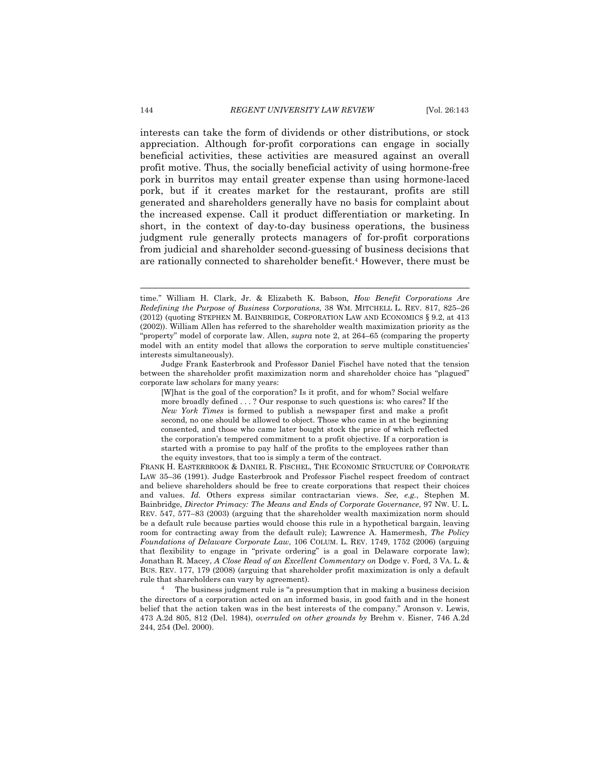interests can take the form of dividends or other distributions, or stock appreciation. Although for-profit corporations can engage in socially beneficial activities, these activities are measured against an overall profit motive. Thus, the socially beneficial activity of using hormone-free pork in burritos may entail greater expense than using hormone-laced pork, but if it creates market for the restaurant, profits are still generated and shareholders generally have no basis for complaint about the increased expense. Call it product differentiation or marketing. In short, in the context of day-to-day business operations, the business judgment rule generally protects managers of for-profit corporations from judicial and shareholder second-guessing of business decisions that are rationally connected to shareholder benefit.[4] However, there must be

---

time." William H. Clark, Jr. & Elizabeth K. Babson, *How Benefit Corporations Are Redefining the Purpose of Business Corporations*, 38 WM. MITCHELL L. REV. 817, 825–26 (2012) (quoting STEPHEN M. BAINBRIDGE, CORPORATION LAW AND ECONOMICS § 9.2, at 413 (2002)). William Allen has referred to the shareholder wealth maximization priority as the "property" model of corporate law. Allen, *supra* note 2, at 264–65 (comparing the property model with an entity model that allows the corporation to serve multiple constituencies' interests simultaneously).

Judge Frank Easterbrook and Professor Daniel Fischel have noted that the tension between the shareholder profit maximization norm and shareholder choice has "plagued" corporate law scholars for many years:

> [W]hat is the goal of the corporation? Is it profit, and for whom? Social welfare more broadly defined . . . ? Our response to such questions is: who cares? If the *New York Times* is formed to publish a newspaper first and make a profit second, no one should be allowed to object. Those who came in at the beginning consented, and those who came later bought stock the price of which reflected the corporation's tempered commitment to a profit objective. If a corporation is started with a promise to pay half of the profits to the employees rather than the equity investors, that too is simply a term of the contract.

FRANK H. EASTERBROOK & DANIEL R. FISCHEL, THE ECONOMIC STRUCTURE OF CORPORATE LAW 35–36 (1991). Judge Easterbrook and Professor Fischel respect freedom of contract and believe shareholders should be free to create corporations that respect their choices and values. *Id.* Others express similar contractarian views. *See, e.g.*, Stephen M. Bainbridge, *Director Primacy: The Means and Ends of Corporate Governance*, 97 NW. U. L. REV. 547, 577–83 (2003) (arguing that the shareholder wealth maximization norm should be a default rule because parties would choose this rule in a hypothetical bargain, leaving room for contracting away from the default rule); Lawrence A. Hamermesh, *The Policy Foundations of Delaware Corporate Law*, 106 COLUM. L. REV. 1749, 1752 (2006) (arguing that flexibility to engage in "private ordering" is a goal in Delaware corporate law); Jonathan R. Macey, *A Close Read of an Excellent Commentary on* Dodge v. Ford, 3 VA. L. & BUS. REV. 177, 179 (2008) (arguing that shareholder profit maximization is only a default rule that shareholders can vary by agreement).

[4] The business judgment rule is "a presumption that in making a business decision the directors of a corporation acted on an informed basis, in good faith and in the honest belief that the action taken was in the best interests of the company." Aronson v. Lewis, 473 A.2d 805, 812 (Del. 1984), *overruled on other grounds by* Brehm v. Eisner, 746 A.2d 244, 254 (Del. 2000).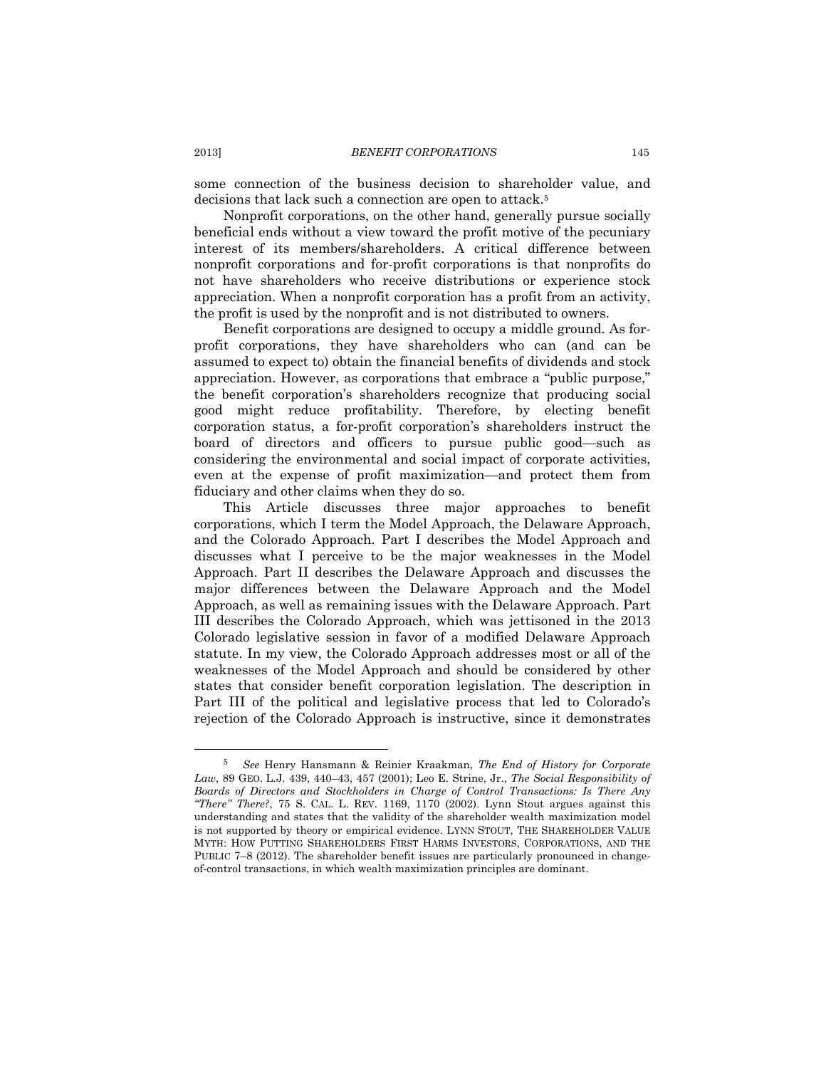some connection of the business decision to shareholder value, and decisions that lack such a connection are open to attack.[5]

Nonprofit corporations, on the other hand, generally pursue socially beneficial ends without a view toward the profit motive of the pecuniary interest of its members/shareholders. A critical difference between nonprofit corporations and for-profit corporations is that nonprofits do not have shareholders who receive distributions or experience stock appreciation. When a nonprofit corporation has a profit from an activity, the profit is used by the nonprofit and is not distributed to owners.

Benefit corporations are designed to occupy a middle ground. As for-profit corporations, they have shareholders who can (and can be assumed to expect to) obtain the financial benefits of dividends and stock appreciation. However, as corporations that embrace a "public purpose," the benefit corporation's shareholders recognize that producing social good might reduce profitability. Therefore, by electing benefit corporation status, a for-profit corporation's shareholders instruct the board of directors and officers to pursue public good—such as considering the environmental and social impact of corporate activities, even at the expense of profit maximization—and protect them from fiduciary and other claims when they do so.

This Article discusses three major approaches to benefit corporations, which I term the Model Approach, the Delaware Approach, and the Colorado Approach. Part I describes the Model Approach and discusses what I perceive to be the major weaknesses in the Model Approach. Part II describes the Delaware Approach and discusses the major differences between the Delaware Approach and the Model Approach, as well as remaining issues with the Delaware Approach. Part III describes the Colorado Approach, which was jettisoned in the 2013 Colorado legislative session in favor of a modified Delaware Approach statute. In my view, the Colorado Approach addresses most or all of the weaknesses of the Model Approach and should be considered by other states that consider benefit corporation legislation. The description in Part III of the political and legislative process that led to Colorado's rejection of the Colorado Approach is instructive, since it demonstrates

---

[5] *See* Henry Hansmann & Reinier Kraakman, *The End of History for Corporate Law*, 89 GEO. L.J. 439, 440–43, 457 (2001); Leo E. Strine, Jr., *The Social Responsibility of Boards of Directors and Stockholders in Charge of Control Transactions: Is There Any "There" There?*, 75 S. CAL. L. REV. 1169, 1170 (2002). Lynn Stout argues against this understanding and states that the validity of the shareholder wealth maximization model is not supported by theory or empirical evidence. LYNN STOUT, THE SHAREHOLDER VALUE MYTH: HOW PUTTING SHAREHOLDERS FIRST HARMS INVESTORS, CORPORATIONS, AND THE PUBLIC 7–8 (2012). The shareholder benefit issues are particularly pronounced in change-of-control transactions, in which wealth maximization principles are dominant.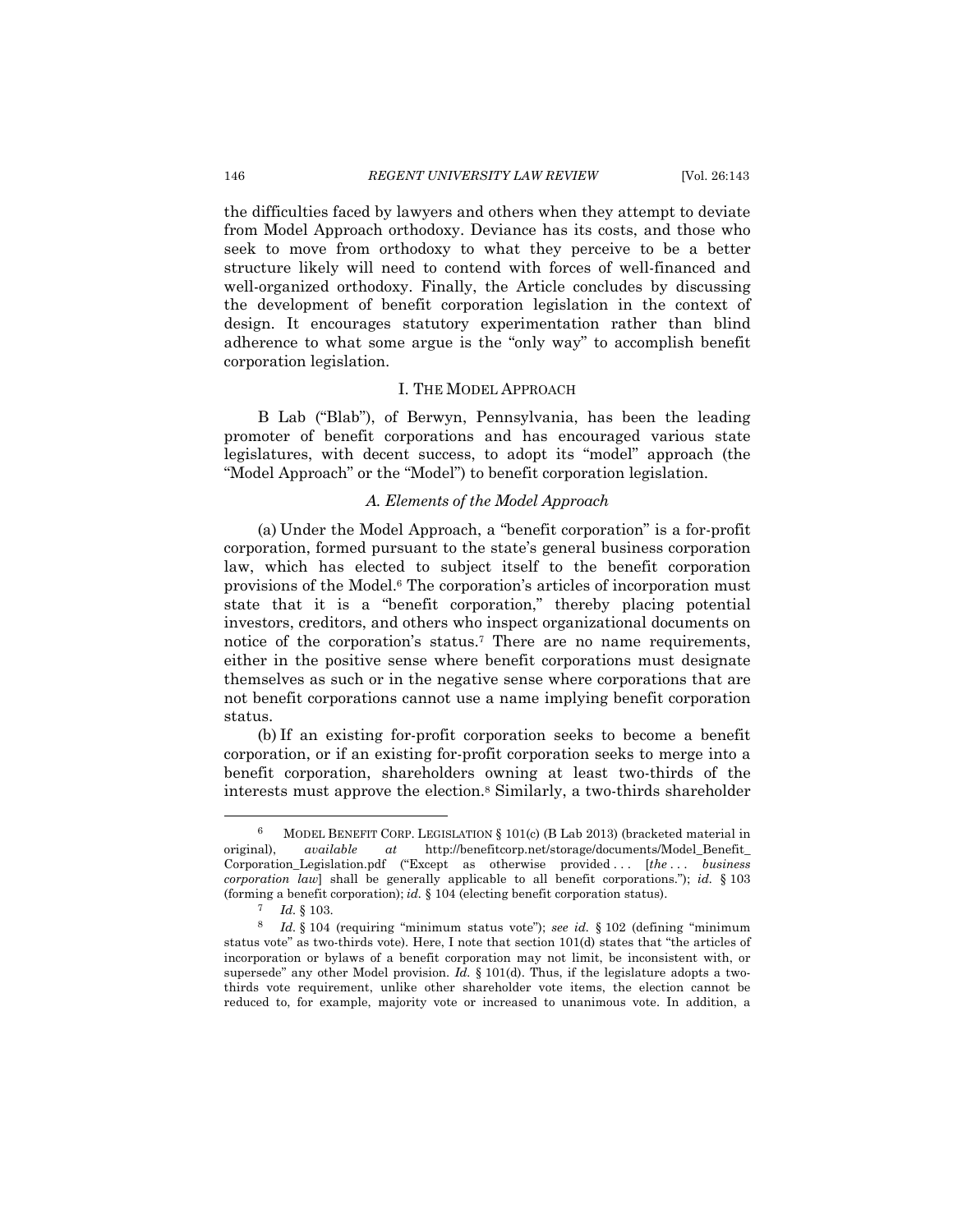the difficulties faced by lawyers and others when they attempt to deviate from Model Approach orthodoxy. Deviance has its costs, and those who seek to move from orthodoxy to what they perceive to be a better structure likely will need to contend with forces of well-financed and well-organized orthodoxy. Finally, the Article concludes by discussing the development of benefit corporation legislation in the context of design. It encourages statutory experimentation rather than blind adherence to what some argue is the "only way" to accomplish benefit corporation legislation.

## I. THE MODEL APPROACH

B Lab ("Blab"), of Berwyn, Pennsylvania, has been the leading promoter of benefit corporations and has encouraged various state legislatures, with decent success, to adopt its "model" approach (the "Model Approach" or the "Model") to benefit corporation legislation.

### *A. Elements of the Model Approach*

(a) Under the Model Approach, a "benefit corporation" is a for-profit corporation, formed pursuant to the state's general business corporation law, which has elected to subject itself to the benefit corporation provisions of the Model.[6] The corporation's articles of incorporation must state that it is a "benefit corporation," thereby placing potential investors, creditors, and others who inspect organizational documents on notice of the corporation's status.[7] There are no name requirements, either in the positive sense where benefit corporations must designate themselves as such or in the negative sense where corporations that are not benefit corporations cannot use a name implying benefit corporation status.

(b) If an existing for-profit corporation seeks to become a benefit corporation, or if an existing for-profit corporation seeks to merge into a benefit corporation, shareholders owning at least two-thirds of the interests must approve the election.[8] Similarly, a two-thirds shareholder

---

[6] MODEL BENEFIT CORP. LEGISLATION § 101(c) (B Lab 2013) (bracketed material in original), *available at* http://benefitcorp.net/storage/documents/Model_Benefit_Corporation_Legislation.pdf ("Except as otherwise provided . . . [*the . . . business corporation law*] shall be generally applicable to all benefit corporations."); *id.* § 103 (forming a benefit corporation); *id.* § 104 (electing benefit corporation status).

[7] *Id.* § 103.

[8] *Id.* § 104 (requiring "minimum status vote"); *see id.* § 102 (defining "minimum status vote" as two-thirds vote). Here, I note that section 101(d) states that "the articles of incorporation or bylaws of a benefit corporation may not limit, be inconsistent with, or supersede" any other Model provision. *Id.* § 101(d). Thus, if the legislature adopts a two-thirds vote requirement, unlike other shareholder vote items, the election cannot be reduced to, for example, majority vote or increased to unanimous vote. In addition, a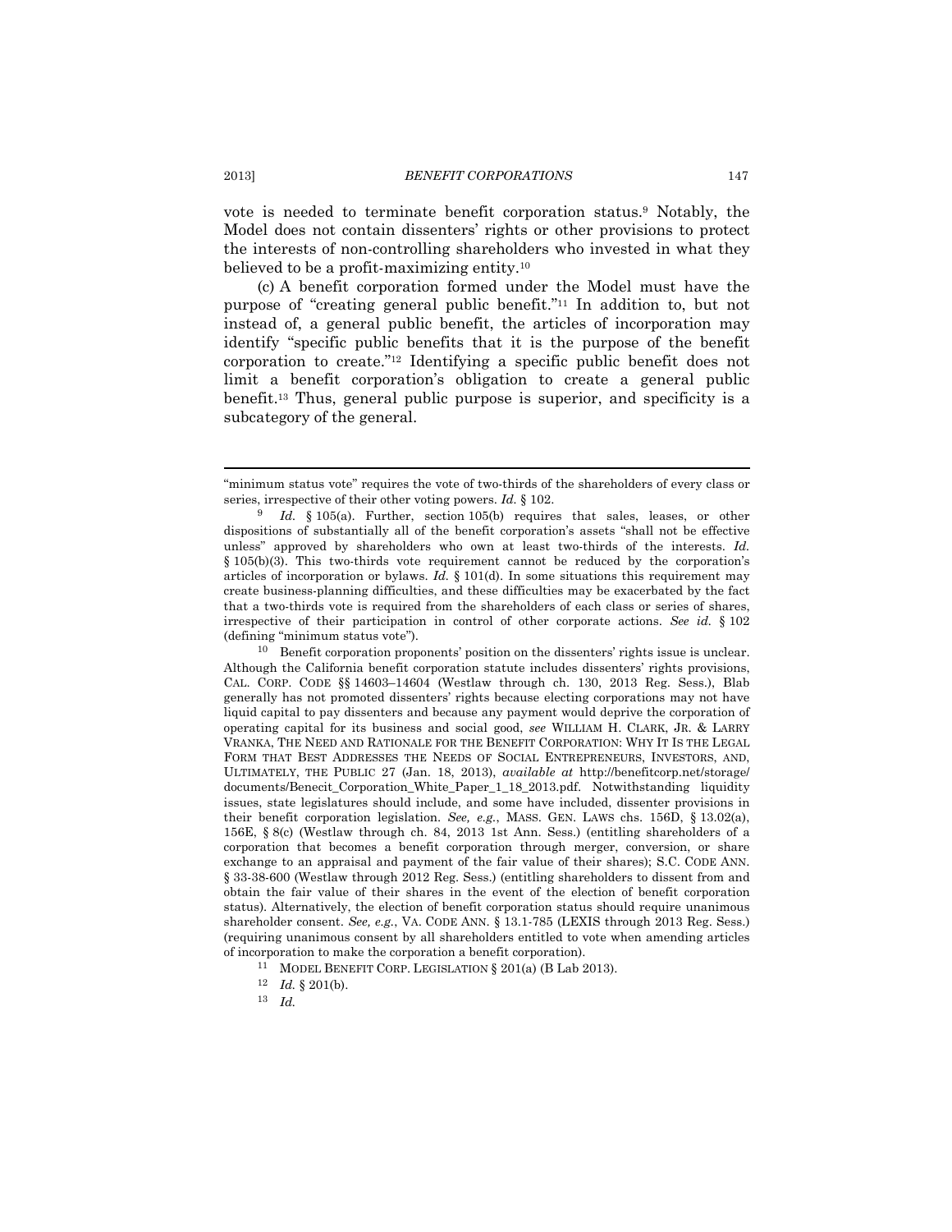vote is needed to terminate benefit corporation status.[9] Notably, the Model does not contain dissenters' rights or other provisions to protect the interests of non-controlling shareholders who invested in what they believed to be a profit-maximizing entity.[10]

(c) A benefit corporation formed under the Model must have the purpose of "creating general public benefit."[11] In addition to, but not instead of, a general public benefit, the articles of incorporation may identify "specific public benefits that it is the purpose of the benefit corporation to create."[12] Identifying a specific public benefit does not limit a benefit corporation's obligation to create a general public benefit.[13] Thus, general public purpose is superior, and specificity is a subcategory of the general.

---

"minimum status vote" requires the vote of two-thirds of the shareholders of every class or series, irrespective of their other voting powers. *Id.* § 102.

[9] *Id.* § 105(a). Further, section 105(b) requires that sales, leases, or other dispositions of substantially all of the benefit corporation's assets "shall not be effective unless" approved by shareholders who own at least two-thirds of the interests. *Id.* § 105(b)(3). This two-thirds vote requirement cannot be reduced by the corporation's articles of incorporation or bylaws. *Id.* § 101(d). In some situations this requirement may create business-planning difficulties, and these difficulties may be exacerbated by the fact that a two-thirds vote is required from the shareholders of each class or series of shares, irrespective of their participation in control of other corporate actions. *See id.* § 102 (defining "minimum status vote").

[10] Benefit corporation proponents' position on the dissenters' rights issue is unclear. Although the California benefit corporation statute includes dissenters' rights provisions, CAL. CORP. CODE §§ 14603–14604 (Westlaw through ch. 130, 2013 Reg. Sess.), Blab generally has not promoted dissenters' rights because electing corporations may not have liquid capital to pay dissenters and because any payment would deprive the corporation of operating capital for its business and social good, *see* WILLIAM H. CLARK, JR. & LARRY VRANKA, THE NEED AND RATIONALE FOR THE BENEFIT CORPORATION: WHY IT IS THE LEGAL FORM THAT BEST ADDRESSES THE NEEDS OF SOCIAL ENTREPRENEURS, INVESTORS, AND, ULTIMATELY, THE PUBLIC 27 (Jan. 18, 2013), *available at* http://benefitcorp.net/storage/documents/Benecit_Corporation_White_Paper_1_18_2013.pdf. Notwithstanding liquidity issues, state legislatures should include, and some have included, dissenter provisions in their benefit corporation legislation. *See, e.g.*, MASS. GEN. LAWS chs. 156D, § 13.02(a), 156E, § 8(c) (Westlaw through ch. 84, 2013 1st Ann. Sess.) (entitling shareholders of a corporation that becomes a benefit corporation through merger, conversion, or share exchange to an appraisal and payment of the fair value of their shares); S.C. CODE ANN. § 33-38-600 (Westlaw through 2012 Reg. Sess.) (entitling shareholders to dissent from and obtain the fair value of their shares in the event of the election of benefit corporation status). Alternatively, the election of benefit corporation status should require unanimous shareholder consent. *See, e.g.*, VA. CODE ANN. § 13.1-785 (LEXIS through 2013 Reg. Sess.) (requiring unanimous consent by all shareholders entitled to vote when amending articles of incorporation to make the corporation a benefit corporation).

[11] MODEL BENEFIT CORP. LEGISLATION § 201(a) (B Lab 2013).

[12] *Id.* § 201(b).

[13] *Id.*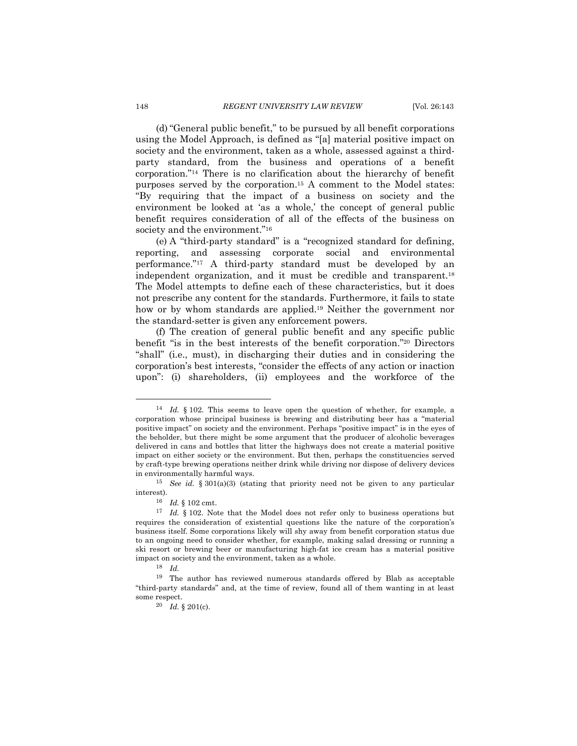(d) "General public benefit," to be pursued by all benefit corporations using the Model Approach, is defined as "[a] material positive impact on society and the environment, taken as a whole, assessed against a third-party standard, from the business and operations of a benefit corporation."[14] There is no clarification about the hierarchy of benefit purposes served by the corporation.[15] A comment to the Model states: "By requiring that the impact of a business on society and the environment be looked at 'as a whole,' the concept of general public benefit requires consideration of all of the effects of the business on society and the environment."[16]

(e) A "third-party standard" is a "recognized standard for defining, reporting, and assessing corporate social and environmental performance."[17] A third-party standard must be developed by an independent organization, and it must be credible and transparent.[18] The Model attempts to define each of these characteristics, but it does not prescribe any content for the standards. Furthermore, it fails to state how or by whom standards are applied.[19] Neither the government nor the standard-setter is given any enforcement powers.

(f) The creation of general public benefit and any specific public benefit "is in the best interests of the benefit corporation."[20] Directors "shall" (i.e., must), in discharging their duties and in considering the corporation's best interests, "consider the effects of any action or inaction upon": (i) shareholders, (ii) employees and the workforce of the

---

[14] *Id.* § 102. This seems to leave open the question of whether, for example, a corporation whose principal business is brewing and distributing beer has a "material positive impact" on society and the environment. Perhaps "positive impact" is in the eyes of the beholder, but there might be some argument that the producer of alcoholic beverages delivered in cans and bottles that litter the highways does not create a material positive impact on either society or the environment. But then, perhaps the constituencies served by craft-type brewing operations neither drink while driving nor dispose of delivery devices in environmentally harmful ways.

[15] *See id.* § 301(a)(3) (stating that priority need not be given to any particular interest).

[16] *Id.* § 102 cmt.

[17] *Id.* § 102. Note that the Model does not refer only to business operations but requires the consideration of existential questions like the nature of the corporation's business itself. Some corporations likely will shy away from benefit corporation status due to an ongoing need to consider whether, for example, making salad dressing or running a ski resort or brewing beer or manufacturing high-fat ice cream has a material positive impact on society and the environment, taken as a whole.

[18] *Id.*

[19] The author has reviewed numerous standards offered by Blab as acceptable "third-party standards" and, at the time of review, found all of them wanting in at least some respect.

[20] *Id.* § 201(c).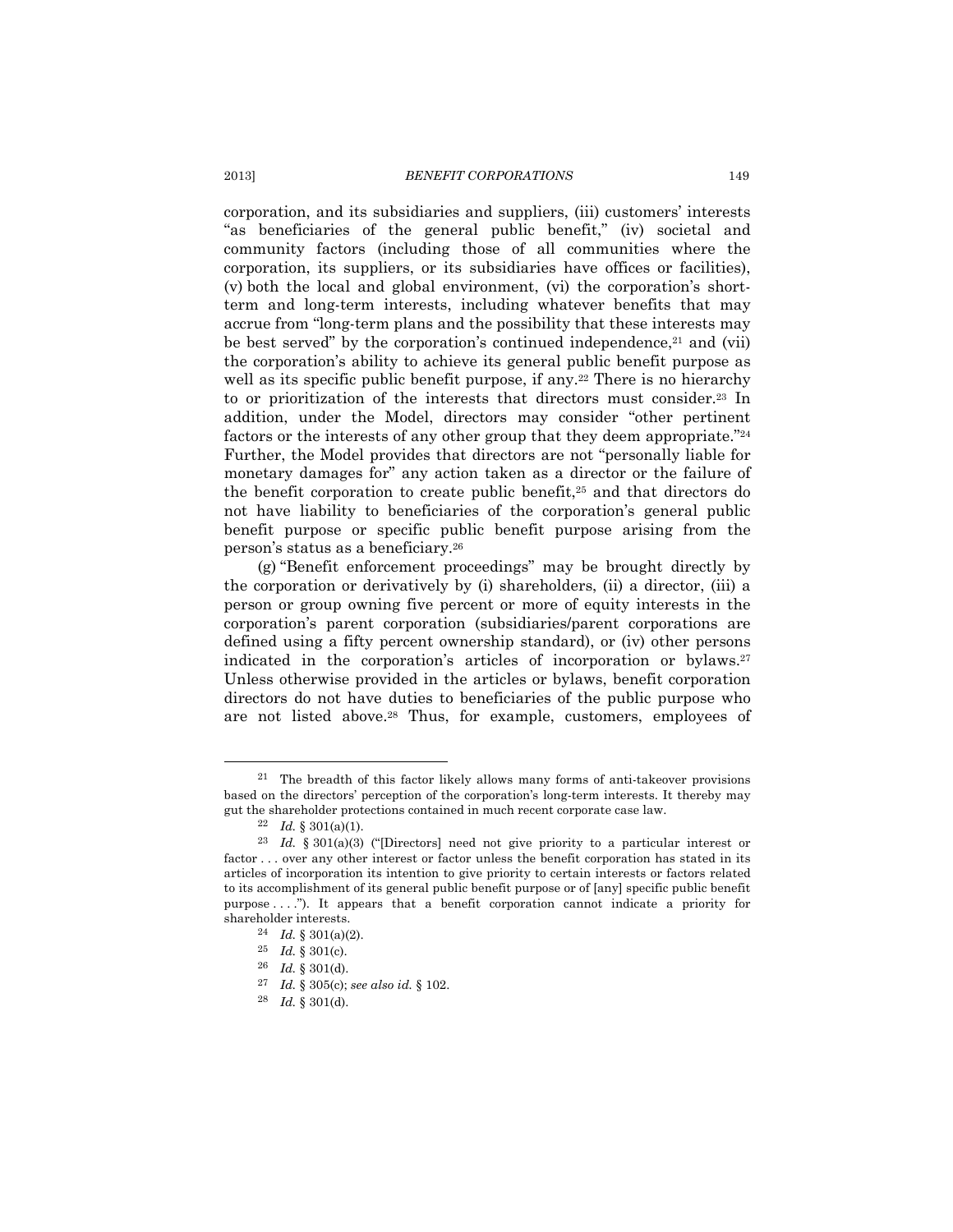corporation, and its subsidiaries and suppliers, (iii) customers' interests "as beneficiaries of the general public benefit," (iv) societal and community factors (including those of all communities where the corporation, its suppliers, or its subsidiaries have offices or facilities), (v) both the local and global environment, (vi) the corporation's short-term and long-term interests, including whatever benefits that may accrue from "long-term plans and the possibility that these interests may be best served" by the corporation's continued independence,[21] and (vii) the corporation's ability to achieve its general public benefit purpose as well as its specific public benefit purpose, if any.[22] There is no hierarchy to or prioritization of the interests that directors must consider.[23] In addition, under the Model, directors may consider "other pertinent factors or the interests of any other group that they deem appropriate."[24] Further, the Model provides that directors are not "personally liable for monetary damages for" any action taken as a director or the failure of the benefit corporation to create public benefit,[25] and that directors do not have liability to beneficiaries of the corporation's general public benefit purpose or specific public benefit purpose arising from the person's status as a beneficiary.[26]

(g) "Benefit enforcement proceedings" may be brought directly by the corporation or derivatively by (i) shareholders, (ii) a director, (iii) a person or group owning five percent or more of equity interests in the corporation's parent corporation (subsidiaries/parent corporations are defined using a fifty percent ownership standard), or (iv) other persons indicated in the corporation's articles of incorporation or bylaws.[27] Unless otherwise provided in the articles or bylaws, benefit corporation directors do not have duties to beneficiaries of the public purpose who are not listed above.[28] Thus, for example, customers, employees of

---

[21] The breadth of this factor likely allows many forms of anti-takeover provisions based on the directors' perception of the corporation's long-term interests. It thereby may gut the shareholder protections contained in much recent corporate case law.

[22] *Id.* § 301(a)(1).

[23] *Id.* § 301(a)(3) ("[Directors] need not give priority to a particular interest or factor . . . over any other interest or factor unless the benefit corporation has stated in its articles of incorporation its intention to give priority to certain interests or factors related to its accomplishment of its general public benefit purpose or of [any] specific public benefit purpose . . . ."). It appears that a benefit corporation cannot indicate a priority for shareholder interests.

[24] *Id.* § 301(a)(2).

[25] *Id.* § 301(c).

[26] *Id.* § 301(d).

[27] *Id.* § 305(c); *see also id.* § 102.

[28] *Id.* § 301(d).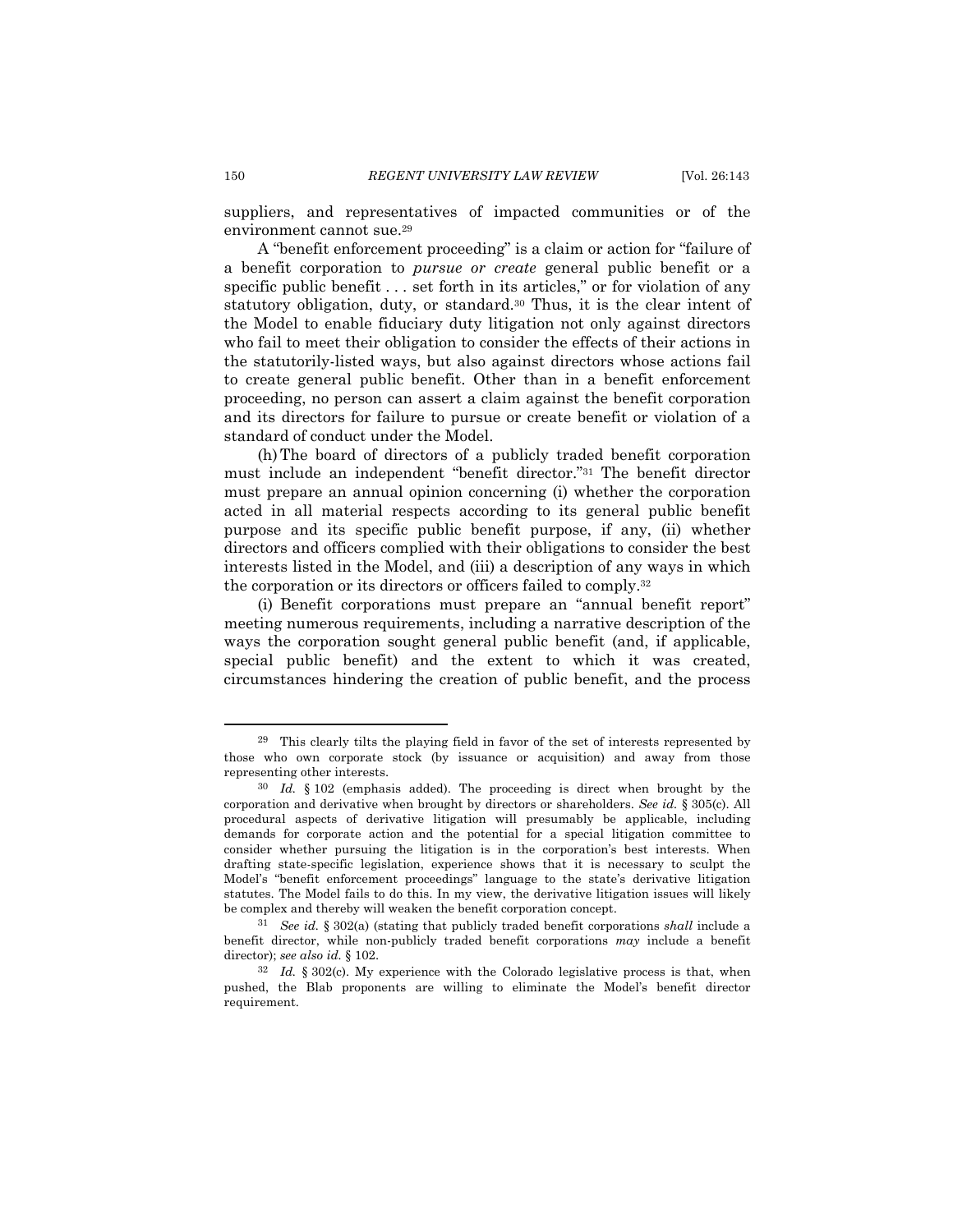suppliers, and representatives of impacted communities or of the environment cannot sue.[29]

A "benefit enforcement proceeding" is a claim or action for "failure of a benefit corporation to *pursue or create* general public benefit or a specific public benefit . . . set forth in its articles," or for violation of any statutory obligation, duty, or standard.[30] Thus, it is the clear intent of the Model to enable fiduciary duty litigation not only against directors who fail to meet their obligation to consider the effects of their actions in the statutorily-listed ways, but also against directors whose actions fail to create general public benefit. Other than in a benefit enforcement proceeding, no person can assert a claim against the benefit corporation and its directors for failure to pursue or create benefit or violation of a standard of conduct under the Model.

(h) The board of directors of a publicly traded benefit corporation must include an independent "benefit director."[31] The benefit director must prepare an annual opinion concerning (i) whether the corporation acted in all material respects according to its general public benefit purpose and its specific public benefit purpose, if any, (ii) whether directors and officers complied with their obligations to consider the best interests listed in the Model, and (iii) a description of any ways in which the corporation or its directors or officers failed to comply.[32]

(i) Benefit corporations must prepare an "annual benefit report" meeting numerous requirements, including a narrative description of the ways the corporation sought general public benefit (and, if applicable, special public benefit) and the extent to which it was created, circumstances hindering the creation of public benefit, and the process

---

[29] This clearly tilts the playing field in favor of the set of interests represented by those who own corporate stock (by issuance or acquisition) and away from those representing other interests.

[30] *Id.* § 102 (emphasis added). The proceeding is direct when brought by the corporation and derivative when brought by directors or shareholders. *See id.* § 305(c). All procedural aspects of derivative litigation will presumably be applicable, including demands for corporate action and the potential for a special litigation committee to consider whether pursuing the litigation is in the corporation's best interests. When drafting state-specific legislation, experience shows that it is necessary to sculpt the Model's "benefit enforcement proceedings" language to the state's derivative litigation statutes. The Model fails to do this. In my view, the derivative litigation issues will likely be complex and thereby will weaken the benefit corporation concept.

[31] *See id.* § 302(a) (stating that publicly traded benefit corporations *shall* include a benefit director, while non-publicly traded benefit corporations *may* include a benefit director); *see also id.* § 102.

[32] *Id.* § 302(c). My experience with the Colorado legislative process is that, when pushed, the Blab proponents are willing to eliminate the Model's benefit director requirement.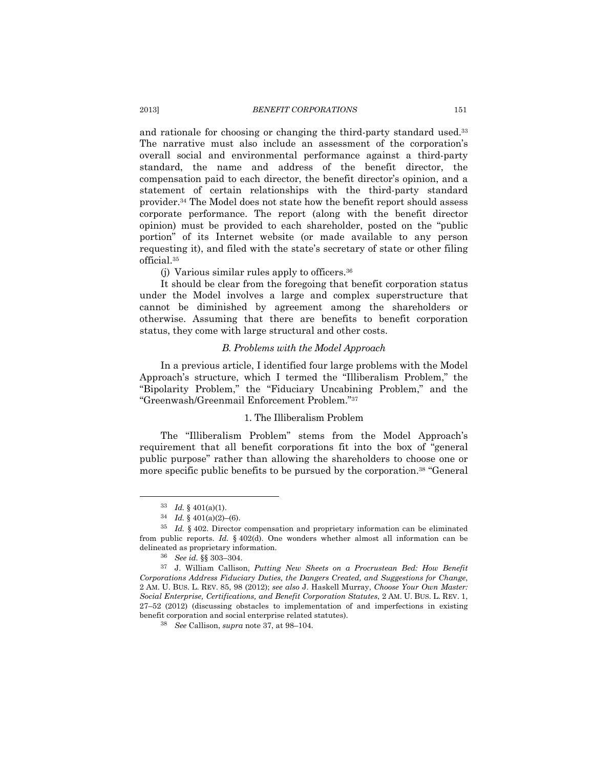and rationale for choosing or changing the third-party standard used.[33] The narrative must also include an assessment of the corporation's overall social and environmental performance against a third-party standard, the name and address of the benefit director, the compensation paid to each director, the benefit director's opinion, and a statement of certain relationships with the third-party standard provider.[34] The Model does not state how the benefit report should assess corporate performance. The report (along with the benefit director opinion) must be provided to each shareholder, posted on the "public portion" of its Internet website (or made available to any person requesting it), and filed with the state's secretary of state or other filing official.[35]

(j) Various similar rules apply to officers.[36]

It should be clear from the foregoing that benefit corporation status under the Model involves a large and complex superstructure that cannot be diminished by agreement among the shareholders or otherwise. Assuming that there are benefits to benefit corporation status, they come with large structural and other costs.

### *B. Problems with the Model Approach*

In a previous article, I identified four large problems with the Model Approach's structure, which I termed the "Illiberalism Problem," the "Bipolarity Problem," the "Fiduciary Uncabining Problem," and the "Greenwash/Greenmail Enforcement Problem."[37]

#### 1. The Illiberalism Problem

The "Illiberalism Problem" stems from the Model Approach's requirement that all benefit corporations fit into the box of "general public purpose" rather than allowing the shareholders to choose one or more specific public benefits to be pursued by the corporation.[38] "General

---

[33] *Id.* § 401(a)(1).

[34] *Id.* § 401(a)(2)–(6).

[35] *Id.* § 402. Director compensation and proprietary information can be eliminated from public reports. *Id.* § 402(d). One wonders whether almost all information can be delineated as proprietary information.

[36] *See id.* §§ 303–304.

[37] J. William Callison, *Putting New Sheets on a Procrustean Bed: How Benefit Corporations Address Fiduciary Duties, the Dangers Created, and Suggestions for Change*, 2 AM. U. BUS. L. REV. 85, 98 (2012); *see also* J. Haskell Murray, *Choose Your Own Master: Social Enterprise, Certifications, and Benefit Corporation Statutes*, 2 AM. U. BUS. L. REV. 1, 27–52 (2012) (discussing obstacles to implementation of and imperfections in existing benefit corporation and social enterprise related statutes).

[38] *See* Callison, *supra* note 37, at 98–104.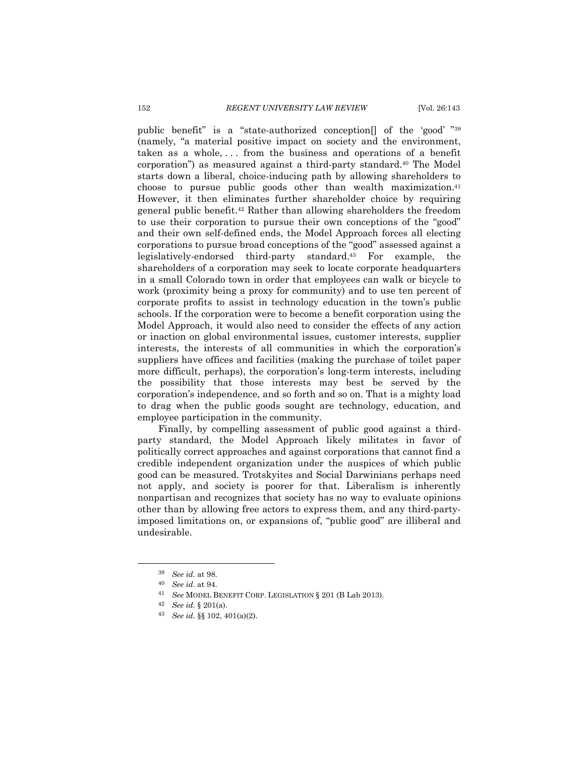public benefit" is a "state-authorized conception[] of the 'good' "[39] (namely, "a material positive impact on society and the environment, taken as a whole, . . . from the business and operations of a benefit corporation") as measured against a third-party standard.[40] The Model starts down a liberal, choice-inducing path by allowing shareholders to choose to pursue public goods other than wealth maximization.[41] However, it then eliminates further shareholder choice by requiring general public benefit.[42] Rather than allowing shareholders the freedom to use their corporation to pursue their own conceptions of the "good" and their own self-defined ends, the Model Approach forces all electing corporations to pursue broad conceptions of the "good" assessed against a legislatively-endorsed third-party standard.[43] For example, the shareholders of a corporation may seek to locate corporate headquarters in a small Colorado town in order that employees can walk or bicycle to work (proximity being a proxy for community) and to use ten percent of corporate profits to assist in technology education in the town's public schools. If the corporation were to become a benefit corporation using the Model Approach, it would also need to consider the effects of any action or inaction on global environmental issues, customer interests, supplier interests, the interests of all communities in which the corporation's suppliers have offices and facilities (making the purchase of toilet paper more difficult, perhaps), the corporation's long-term interests, including the possibility that those interests may best be served by the corporation's independence, and so forth and so on. That is a mighty load to drag when the public goods sought are technology, education, and employee participation in the community.

Finally, by compelling assessment of public good against a third-party standard, the Model Approach likely militates in favor of politically correct approaches and against corporations that cannot find a credible independent organization under the auspices of which public good can be measured. Trotskyites and Social Darwinians perhaps need not apply, and society is poorer for that. Liberalism is inherently nonpartisan and recognizes that society has no way to evaluate opinions other than by allowing free actors to express them, and any third-party-imposed limitations on, or expansions of, "public good" are illiberal and undesirable.

---

[39] *See id.* at 98.

[40] *See id.* at 94.

[41] *See* MODEL BENEFIT CORP. LEGISLATION § 201 (B Lab 2013).

[42] *See id.* § 201(a).

[43] *See id.* §§ 102, 401(a)(2).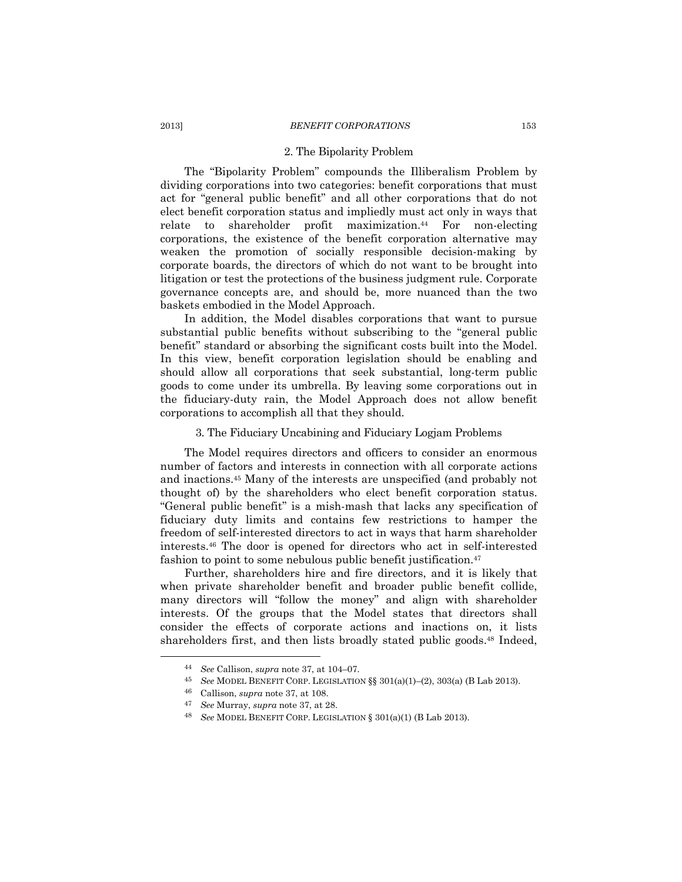### 2. The Bipolarity Problem

The "Bipolarity Problem" compounds the Illiberalism Problem by dividing corporations into two categories: benefit corporations that must act for "general public benefit" and all other corporations that do not elect benefit corporation status and impliedly must act only in ways that relate to shareholder profit maximization.[44] For non-electing corporations, the existence of the benefit corporation alternative may weaken the promotion of socially responsible decision-making by corporate boards, the directors of which do not want to be brought into litigation or test the protections of the business judgment rule. Corporate governance concepts are, and should be, more nuanced than the two baskets embodied in the Model Approach.

In addition, the Model disables corporations that want to pursue substantial public benefits without subscribing to the "general public benefit" standard or absorbing the significant costs built into the Model. In this view, benefit corporation legislation should be enabling and should allow all corporations that seek substantial, long-term public goods to come under its umbrella. By leaving some corporations out in the fiduciary-duty rain, the Model Approach does not allow benefit corporations to accomplish all that they should.

### 3. The Fiduciary Uncabining and Fiduciary Logjam Problems

The Model requires directors and officers to consider an enormous number of factors and interests in connection with all corporate actions and inactions.[45] Many of the interests are unspecified (and probably not thought of) by the shareholders who elect benefit corporation status. "General public benefit" is a mish-mash that lacks any specification of fiduciary duty limits and contains few restrictions to hamper the freedom of self-interested directors to act in ways that harm shareholder interests.[46] The door is opened for directors who act in self-interested fashion to point to some nebulous public benefit justification.[47]

Further, shareholders hire and fire directors, and it is likely that when private shareholder benefit and broader public benefit collide, many directors will "follow the money" and align with shareholder interests. Of the groups that the Model states that directors shall consider the effects of corporate actions and inactions on, it lists shareholders first, and then lists broadly stated public goods.[48] Indeed,

---

[44] *See* Callison, *supra* note 37, at 104–07.

[45] *See* MODEL BENEFIT CORP. LEGISLATION §§ 301(a)(1)–(2), 303(a) (B Lab 2013).

[46] Callison, *supra* note 37, at 108.

[47] *See* Murray, *supra* note 37, at 28.

[48] *See* MODEL BENEFIT CORP. LEGISLATION § 301(a)(1) (B Lab 2013).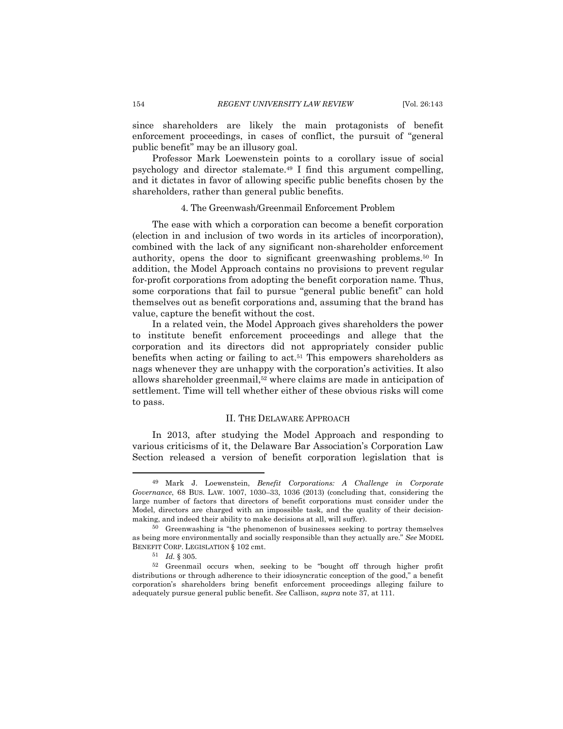since shareholders are likely the main protagonists of benefit enforcement proceedings, in cases of conflict, the pursuit of "general public benefit" may be an illusory goal.

Professor Mark Loewenstein points to a corollary issue of social psychology and director stalemate.[49] I find this argument compelling, and it dictates in favor of allowing specific public benefits chosen by the shareholders, rather than general public benefits.

#### 4. The Greenwash/Greenmail Enforcement Problem

The ease with which a corporation can become a benefit corporation (election in and inclusion of two words in its articles of incorporation), combined with the lack of any significant non-shareholder enforcement authority, opens the door to significant greenwashing problems.[50] In addition, the Model Approach contains no provisions to prevent regular for-profit corporations from adopting the benefit corporation name. Thus, some corporations that fail to pursue "general public benefit" can hold themselves out as benefit corporations and, assuming that the brand has value, capture the benefit without the cost.

In a related vein, the Model Approach gives shareholders the power to institute benefit enforcement proceedings and allege that the corporation and its directors did not appropriately consider public benefits when acting or failing to act.[51] This empowers shareholders as nags whenever they are unhappy with the corporation's activities. It also allows shareholder greenmail,[52] where claims are made in anticipation of settlement. Time will tell whether either of these obvious risks will come to pass.

## II. The Delaware Approach

In 2013, after studying the Model Approach and responding to various criticisms of it, the Delaware Bar Association's Corporation Law Section released a version of benefit corporation legislation that is

---

[49] Mark J. Loewenstein, *Benefit Corporations: A Challenge in Corporate Governance*, 68 BUS. LAW. 1007, 1030–33, 1036 (2013) (concluding that, considering the large number of factors that directors of benefit corporations must consider under the Model, directors are charged with an impossible task, and the quality of their decision-making, and indeed their ability to make decisions at all, will suffer).

[50] Greenwashing is "the phenomenon of businesses seeking to portray themselves as being more environmentally and socially responsible than they actually are." *See* MODEL BENEFIT CORP. LEGISLATION § 102 cmt.

[51] *Id.* § 305.

[52] Greenmail occurs when, seeking to be "bought off through higher profit distributions or through adherence to their idiosyncratic conception of the good," a benefit corporation's shareholders bring benefit enforcement proceedings alleging failure to adequately pursue general public benefit. *See* Callison, *supra* note 37, at 111.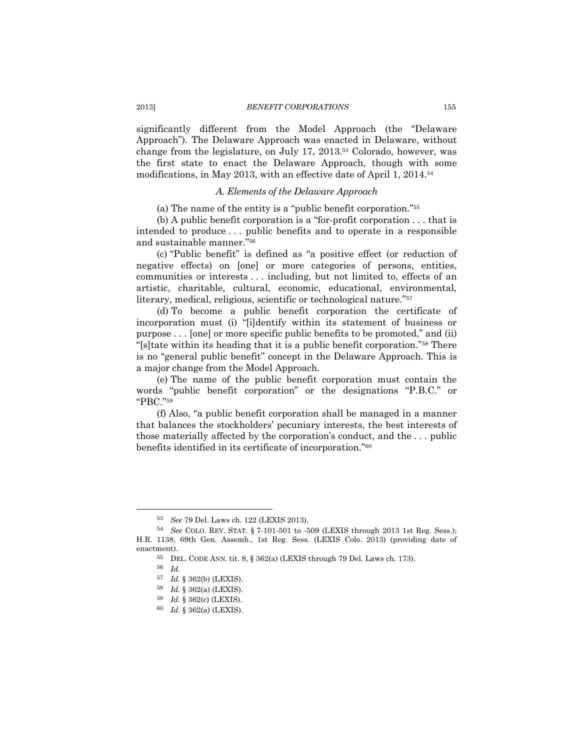significantly different from the Model Approach (the "Delaware Approach"). The Delaware Approach was enacted in Delaware, without change from the legislature, on July 17, 2013.[53] Colorado, however, was the first state to enact the Delaware Approach, though with some modifications, in May 2013, with an effective date of April 1, 2014.[54]

### *A. Elements of the Delaware Approach*

(a) The name of the entity is a "public benefit corporation."[55]

(b) A public benefit corporation is a "for-profit corporation . . . that is intended to produce . . . public benefits and to operate in a responsible and sustainable manner."[56]

(c) "Public benefit" is defined as "a positive effect (or reduction of negative effects) on [one] or more categories of persons, entities, communities or interests . . . including, but not limited to, effects of an artistic, charitable, cultural, economic, educational, environmental, literary, medical, religious, scientific or technological nature."[57]

(d) To become a public benefit corporation the certificate of incorporation must (i) "[i]dentify within its statement of business or purpose . . . [one] or more specific public benefits to be promoted," and (ii) "[s]tate within its heading that it is a public benefit corporation."[58] There is no "general public benefit" concept in the Delaware Approach. This is a major change from the Model Approach.

(e) The name of the public benefit corporation must contain the words "public benefit corporation" or the designations "P.B.C." or "PBC."[59]

(f) Also, "a public benefit corporation shall be managed in a manner that balances the stockholders' pecuniary interests, the best interests of those materially affected by the corporation's conduct, and the . . . public benefits identified in its certificate of incorporation."[60]

---

[53] *See* 79 Del. Laws ch. 122 (LEXIS 2013).

[54] *See* COLO. REV. STAT. § 7-101-501 to -509 (LEXIS through 2013 1st Reg. Sess.); H.R. 1138, 69th Gen. Assemb., 1st Reg. Sess. (LEXIS Colo. 2013) (providing date of enactment).

[55] DEL. CODE ANN. tit. 8, § 362(a) (LEXIS through 79 Del. Laws ch. 173).

[56] *Id.*

[57] *Id.* § 362(b) (LEXIS).

[58] *Id.* § 362(a) (LEXIS).

[59] *Id.* § 362(c) (LEXIS).

[60] *Id.* § 362(a) (LEXIS).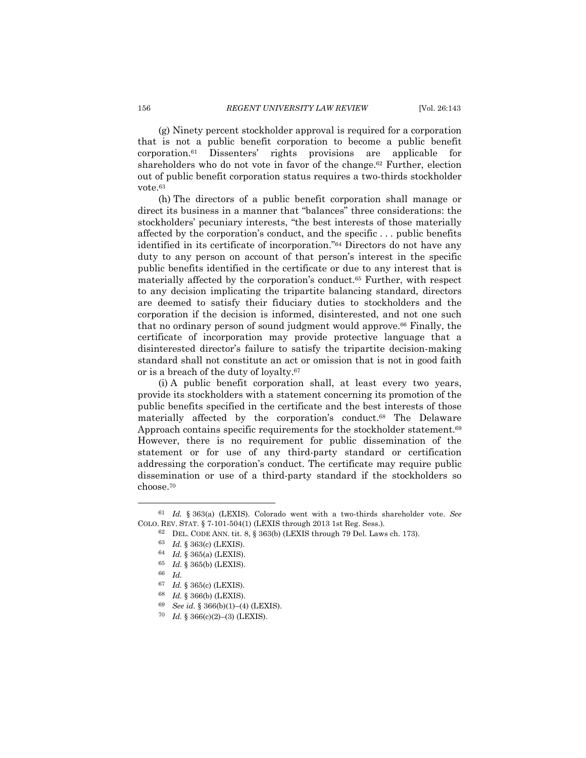(g) Ninety percent stockholder approval is required for a corporation that is not a public benefit corporation to become a public benefit corporation.[61] Dissenters' rights provisions are applicable for shareholders who do not vote in favor of the change.[62] Further, election out of public benefit corporation status requires a two-thirds stockholder vote.[63]

(h) The directors of a public benefit corporation shall manage or direct its business in a manner that "balances" three considerations: the stockholders' pecuniary interests, "the best interests of those materially affected by the corporation's conduct, and the specific . . . public benefits identified in its certificate of incorporation."[64] Directors do not have any duty to any person on account of that person's interest in the specific public benefits identified in the certificate or due to any interest that is materially affected by the corporation's conduct.[65] Further, with respect to any decision implicating the tripartite balancing standard, directors are deemed to satisfy their fiduciary duties to stockholders and the corporation if the decision is informed, disinterested, and not one such that no ordinary person of sound judgment would approve.[66] Finally, the certificate of incorporation may provide protective language that a disinterested director's failure to satisfy the tripartite decision-making standard shall not constitute an act or omission that is not in good faith or is a breach of the duty of loyalty.[67]

(i) A public benefit corporation shall, at least every two years, provide its stockholders with a statement concerning its promotion of the public benefits specified in the certificate and the best interests of those materially affected by the corporation's conduct.[68] The Delaware Approach contains specific requirements for the stockholder statement.[69] However, there is no requirement for public dissemination of the statement or for use of any third-party standard or certification addressing the corporation's conduct. The certificate may require public dissemination or use of a third-party standard if the stockholders so choose.[70]

---

[61] *Id.* § 363(a) (LEXIS). Colorado went with a two-thirds shareholder vote. *See* COLO. REV. STAT. § 7-101-504(1) (LEXIS through 2013 1st Reg. Sess.).

[62] DEL. CODE ANN. tit. 8, § 363(b) (LEXIS through 79 Del. Laws ch. 173).

[63] *Id.* § 363(c) (LEXIS).

[64] *Id.* § 365(a) (LEXIS).

[65] *Id.* § 365(b) (LEXIS).

[66] *Id.*

[67] *Id.* § 365(c) (LEXIS).

[68] *Id.* § 366(b) (LEXIS).

[69] *See id.* § 366(b)(1)–(4) (LEXIS).

[70] *Id.* § 366(c)(2)–(3) (LEXIS).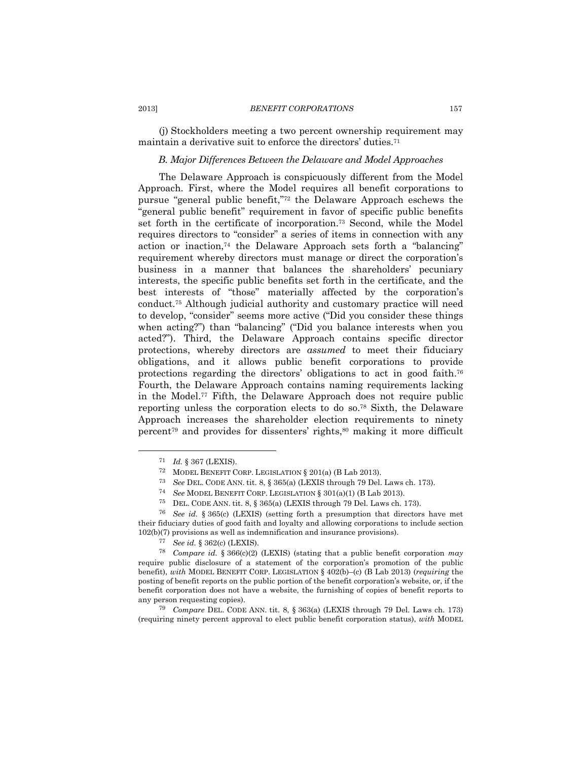(j) Stockholders meeting a two percent ownership requirement may maintain a derivative suit to enforce the directors' duties.[71]

### *B. Major Differences Between the Delaware and Model Approaches*

The Delaware Approach is conspicuously different from the Model Approach. First, where the Model requires all benefit corporations to pursue "general public benefit,"[72] the Delaware Approach eschews the "general public benefit" requirement in favor of specific public benefits set forth in the certificate of incorporation.[73] Second, while the Model requires directors to "consider" a series of items in connection with any action or inaction,[74] the Delaware Approach sets forth a "balancing" requirement whereby directors must manage or direct the corporation's business in a manner that balances the shareholders' pecuniary interests, the specific public benefits set forth in the certificate, and the best interests of "those" materially affected by the corporation's conduct.[75] Although judicial authority and customary practice will need to develop, "consider" seems more active ("Did you consider these things when acting?") than "balancing" ("Did you balance interests when you acted?"). Third, the Delaware Approach contains specific director protections, whereby directors are *assumed* to meet their fiduciary obligations, and it allows public benefit corporations to provide protections regarding the directors' obligations to act in good faith.[76] Fourth, the Delaware Approach contains naming requirements lacking in the Model.[77] Fifth, the Delaware Approach does not require public reporting unless the corporation elects to do so.[78] Sixth, the Delaware Approach increases the shareholder election requirements to ninety percent[79] and provides for dissenters' rights,[80] making it more difficult

---

[71] *Id.* § 367 (LEXIS).

[72] MODEL BENEFIT CORP. LEGISLATION § 201(a) (B Lab 2013).

[73] *See* DEL. CODE ANN. tit. 8, § 365(a) (LEXIS through 79 Del. Laws ch. 173).

[74] *See* MODEL BENEFIT CORP. LEGISLATION § 301(a)(1) (B Lab 2013).

[75] DEL. CODE ANN. tit. 8, § 365(a) (LEXIS through 79 Del. Laws ch. 173).

[76] *See id.* § 365(c) (LEXIS) (setting forth a presumption that directors have met their fiduciary duties of good faith and loyalty and allowing corporations to include section 102(b)(7) provisions as well as indemnification and insurance provisions).

[77] *See id.* § 362(c) (LEXIS).

[78] *Compare id.* § 366(c)(2) (LEXIS) (stating that a public benefit corporation *may* require public disclosure of a statement of the corporation's promotion of the public benefit), *with* MODEL BENEFIT CORP. LEGISLATION § 402(b)–(c) (B Lab 2013) (*requiring* the posting of benefit reports on the public portion of the benefit corporation's website, or, if the benefit corporation does not have a website, the furnishing of copies of benefit reports to any person requesting copies).

[79] *Compare* DEL. CODE ANN. tit. 8, § 363(a) (LEXIS through 79 Del. Laws ch. 173) (requiring ninety percent approval to elect public benefit corporation status), *with* MODEL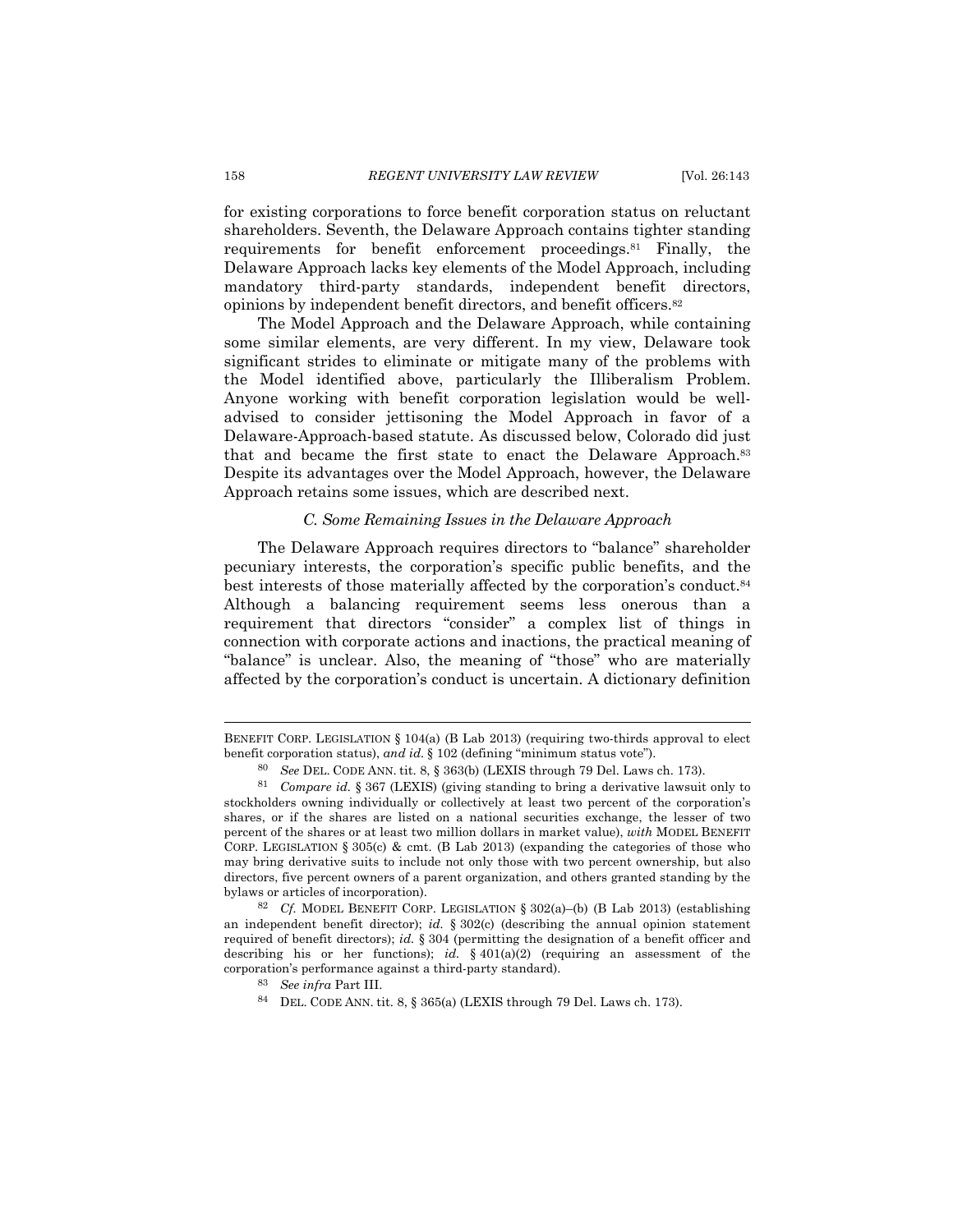for existing corporations to force benefit corporation status on reluctant shareholders. Seventh, the Delaware Approach contains tighter standing requirements for benefit enforcement proceedings.[81] Finally, the Delaware Approach lacks key elements of the Model Approach, including mandatory third-party standards, independent benefit directors, opinions by independent benefit directors, and benefit officers.[82]

The Model Approach and the Delaware Approach, while containing some similar elements, are very different. In my view, Delaware took significant strides to eliminate or mitigate many of the problems with the Model identified above, particularly the Illiberalism Problem. Anyone working with benefit corporation legislation would be well-advised to consider jettisoning the Model Approach in favor of a Delaware-Approach-based statute. As discussed below, Colorado did just that and became the first state to enact the Delaware Approach.[83] Despite its advantages over the Model Approach, however, the Delaware Approach retains some issues, which are described next.

### *C. Some Remaining Issues in the Delaware Approach*

The Delaware Approach requires directors to "balance" shareholder pecuniary interests, the corporation's specific public benefits, and the best interests of those materially affected by the corporation's conduct.[84] Although a balancing requirement seems less onerous than a requirement that directors "consider" a complex list of things in connection with corporate actions and inactions, the practical meaning of "balance" is unclear. Also, the meaning of "those" who are materially affected by the corporation's conduct is uncertain. A dictionary definition

---

BENEFIT CORP. LEGISLATION § 104(a) (B Lab 2013) (requiring two-thirds approval to elect benefit corporation status), *and id.* § 102 (defining "minimum status vote").

[80] *See* DEL. CODE ANN. tit. 8, § 363(b) (LEXIS through 79 Del. Laws ch. 173).

[81] *Compare id.* § 367 (LEXIS) (giving standing to bring a derivative lawsuit only to stockholders owning individually or collectively at least two percent of the corporation's shares, or if the shares are listed on a national securities exchange, the lesser of two percent of the shares or at least two million dollars in market value), *with* MODEL BENEFIT CORP. LEGISLATION § 305(c) & cmt. (B Lab 2013) (expanding the categories of those who may bring derivative suits to include not only those with two percent ownership, but also directors, five percent owners of a parent organization, and others granted standing by the bylaws or articles of incorporation).

[82] *Cf.* MODEL BENEFIT CORP. LEGISLATION § 302(a)–(b) (B Lab 2013) (establishing an independent benefit director); *id.* § 302(c) (describing the annual opinion statement required of benefit directors); *id.* § 304 (permitting the designation of a benefit officer and describing his or her functions); *id.* § 401(a)(2) (requiring an assessment of the corporation's performance against a third-party standard).

[83] *See infra* Part III.

[84] DEL. CODE ANN. tit. 8, § 365(a) (LEXIS through 79 Del. Laws ch. 173).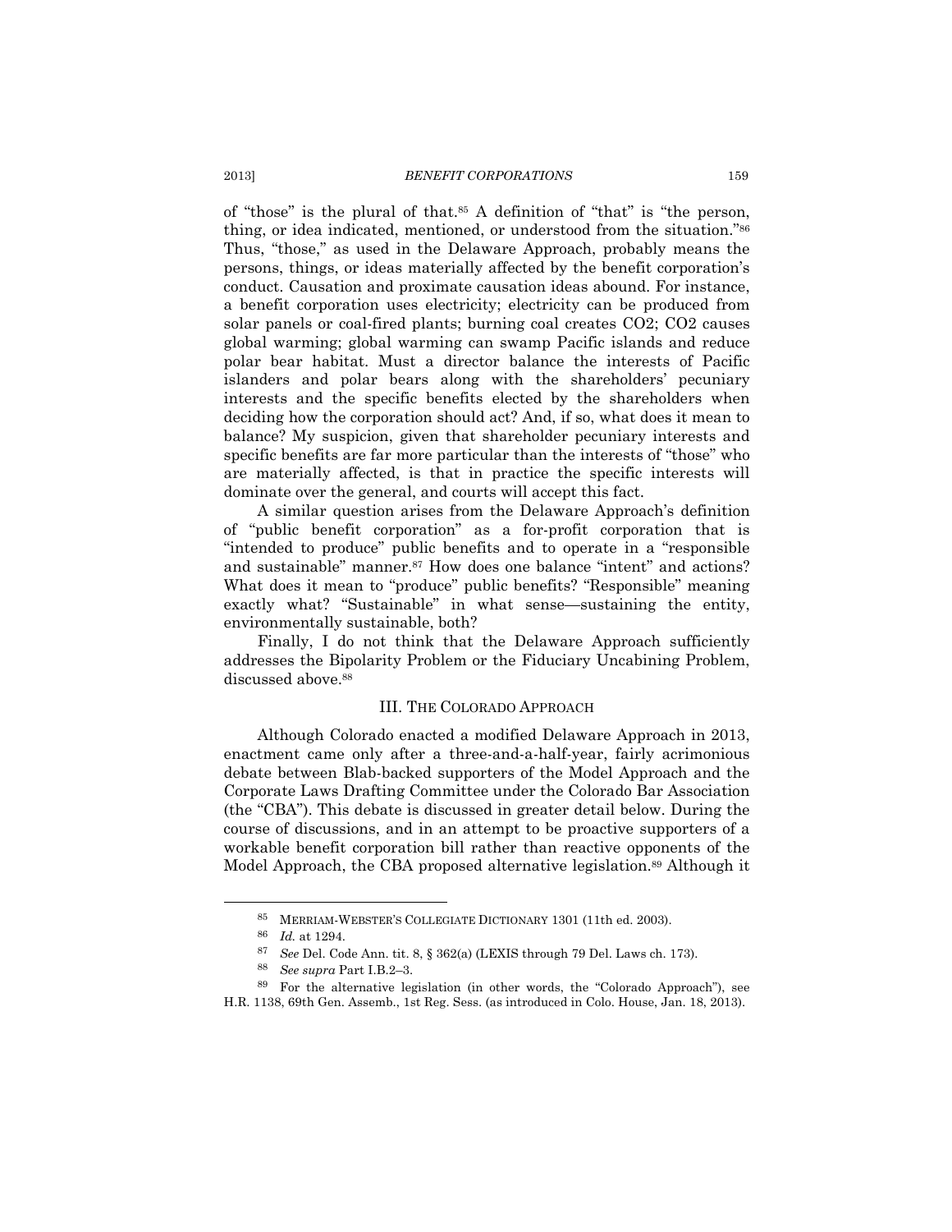of "those" is the plural of that.[85] A definition of "that" is "the person, thing, or idea indicated, mentioned, or understood from the situation."[86] Thus, "those," as used in the Delaware Approach, probably means the persons, things, or ideas materially affected by the benefit corporation's conduct. Causation and proximate causation ideas abound. For instance, a benefit corporation uses electricity; electricity can be produced from solar panels or coal-fired plants; burning coal creates $CO_2$; $CO_2$ causes global warming; global warming can swamp Pacific islands and reduce polar bear habitat. Must a director balance the interests of Pacific islanders and polar bears along with the shareholders' pecuniary interests and the specific benefits elected by the shareholders when deciding how the corporation should act? And, if so, what does it mean to balance? My suspicion, given that shareholder pecuniary interests and specific benefits are far more particular than the interests of "those" who are materially affected, is that in practice the specific interests will dominate over the general, and courts will accept this fact.

A similar question arises from the Delaware Approach's definition of "public benefit corporation" as a for-profit corporation that is "intended to produce" public benefits and to operate in a "responsible and sustainable" manner.[87] How does one balance "intent" and actions? What does it mean to "produce" public benefits? "Responsible" meaning exactly what? "Sustainable" in what sense—sustaining the entity, environmentally sustainable, both?

Finally, I do not think that the Delaware Approach sufficiently addresses the Bipolarity Problem or the Fiduciary Uncabining Problem, discussed above.[88]

## III. THE COLORADO APPROACH

Although Colorado enacted a modified Delaware Approach in 2013, enactment came only after a three-and-a-half-year, fairly acrimonious debate between Blab-backed supporters of the Model Approach and the Corporate Laws Drafting Committee under the Colorado Bar Association (the "CBA"). This debate is discussed in greater detail below. During the course of discussions, and in an attempt to be proactive supporters of a workable benefit corporation bill rather than reactive opponents of the Model Approach, the CBA proposed alternative legislation.[89] Although it

---

[85] MERRIAM-WEBSTER'S COLLEGIATE DICTIONARY 1301 (11th ed. 2003).

[86] *Id.* at 1294.

[87] *See* Del. Code Ann. tit. 8, § 362(a) (LEXIS through 79 Del. Laws ch. 173).

[88] *See supra* Part I.B.2–3.

[89] For the alternative legislation (in other words, the "Colorado Approach"), see H.R. 1138, 69th Gen. Assemb., 1st Reg. Sess. (as introduced in Colo. House, Jan. 18, 2013).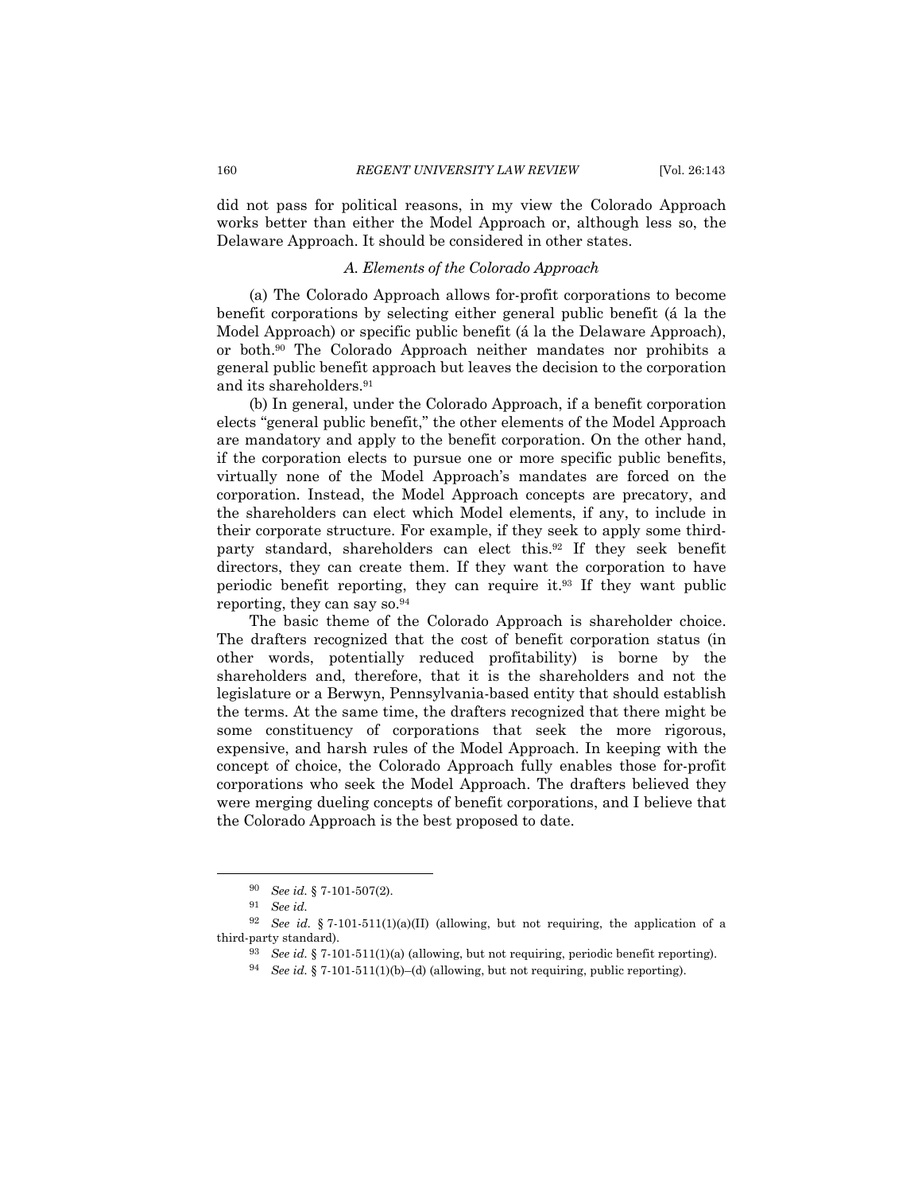did not pass for political reasons, in my view the Colorado Approach works better than either the Model Approach or, although less so, the Delaware Approach. It should be considered in other states.

### *A. Elements of the Colorado Approach*

(a) The Colorado Approach allows for-profit corporations to become benefit corporations by selecting either general public benefit (á la the Model Approach) or specific public benefit (á la the Delaware Approach), or both.[90] The Colorado Approach neither mandates nor prohibits a general public benefit approach but leaves the decision to the corporation and its shareholders.[91]

(b) In general, under the Colorado Approach, if a benefit corporation elects "general public benefit," the other elements of the Model Approach are mandatory and apply to the benefit corporation. On the other hand, if the corporation elects to pursue one or more specific public benefits, virtually none of the Model Approach's mandates are forced on the corporation. Instead, the Model Approach concepts are precatory, and the shareholders can elect which Model elements, if any, to include in their corporate structure. For example, if they seek to apply some third-party standard, shareholders can elect this.[92] If they seek benefit directors, they can create them. If they want the corporation to have periodic benefit reporting, they can require it.[93] If they want public reporting, they can say so.[94]

The basic theme of the Colorado Approach is shareholder choice. The drafters recognized that the cost of benefit corporation status (in other words, potentially reduced profitability) is borne by the shareholders and, therefore, that it is the shareholders and not the legislature or a Berwyn, Pennsylvania-based entity that should establish the terms. At the same time, the drafters recognized that there might be some constituency of corporations that seek the more rigorous, expensive, and harsh rules of the Model Approach. In keeping with the concept of choice, the Colorado Approach fully enables those for-profit corporations who seek the Model Approach. The drafters believed they were merging dueling concepts of benefit corporations, and I believe that the Colorado Approach is the best proposed to date.

---

[90] *See id.* § 7-101-507(2).

[91] *See id.*

[92] *See id.* § 7-101-511(1)(a)(II) (allowing, but not requiring, the application of a third-party standard).

[93] *See id.* § 7-101-511(1)(a) (allowing, but not requiring, periodic benefit reporting).

[94] *See id.* § 7-101-511(1)(b)–(d) (allowing, but not requiring, public reporting).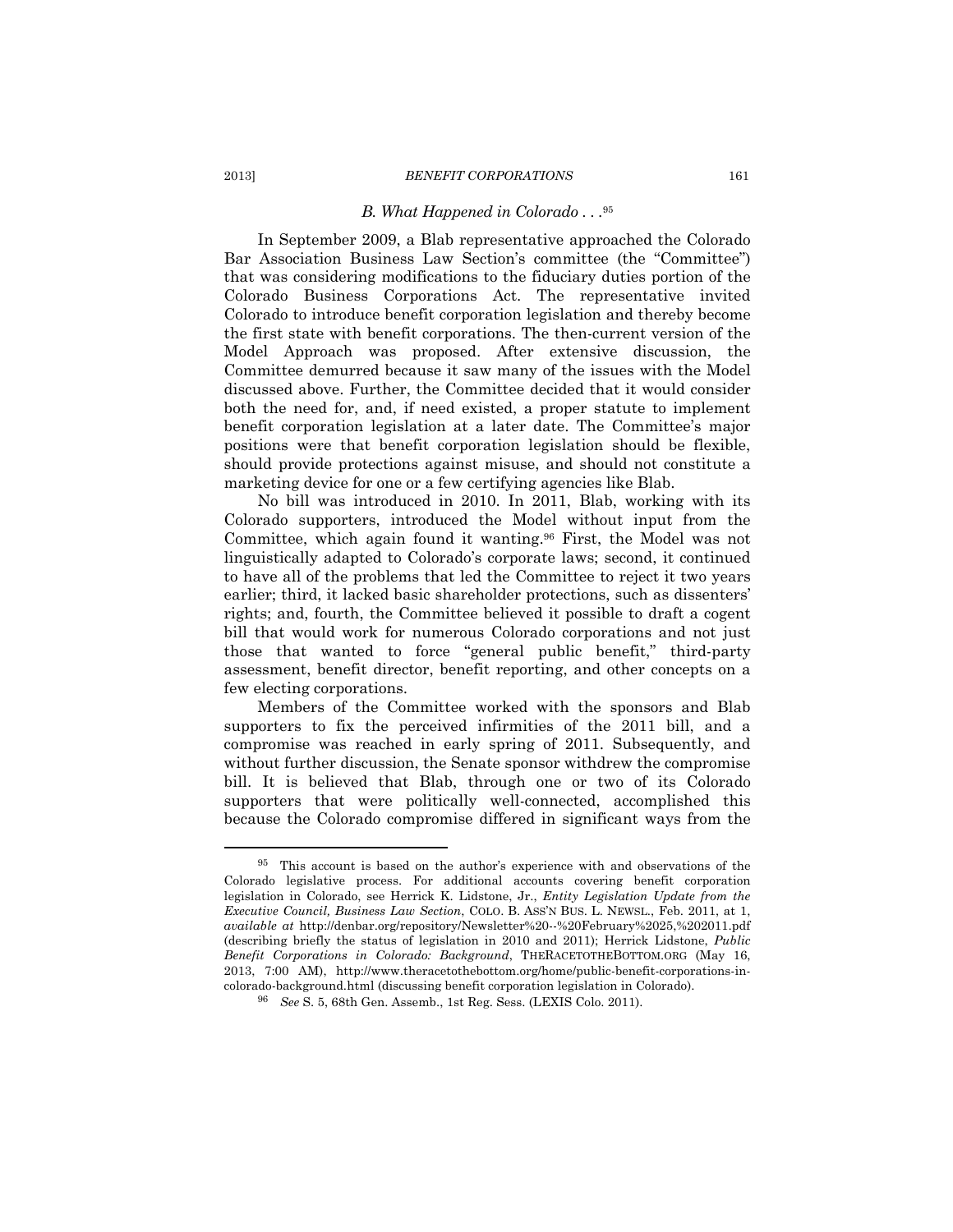### *B. What Happened in Colorado . . .*[95]

In September 2009, a Blab representative approached the Colorado Bar Association Business Law Section's committee (the "Committee") that was considering modifications to the fiduciary duties portion of the Colorado Business Corporations Act. The representative invited Colorado to introduce benefit corporation legislation and thereby become the first state with benefit corporations. The then-current version of the Model Approach was proposed. After extensive discussion, the Committee demurred because it saw many of the issues with the Model discussed above. Further, the Committee decided that it would consider both the need for, and, if need existed, a proper statute to implement benefit corporation legislation at a later date. The Committee's major positions were that benefit corporation legislation should be flexible, should provide protections against misuse, and should not constitute a marketing device for one or a few certifying agencies like Blab.

No bill was introduced in 2010. In 2011, Blab, working with its Colorado supporters, introduced the Model without input from the Committee, which again found it wanting.[96] First, the Model was not linguistically adapted to Colorado's corporate laws; second, it continued to have all of the problems that led the Committee to reject it two years earlier; third, it lacked basic shareholder protections, such as dissenters' rights; and, fourth, the Committee believed it possible to draft a cogent bill that would work for numerous Colorado corporations and not just those that wanted to force "general public benefit," third-party assessment, benefit director, benefit reporting, and other concepts on a few electing corporations.

Members of the Committee worked with the sponsors and Blab supporters to fix the perceived infirmities of the 2011 bill, and a compromise was reached in early spring of 2011. Subsequently, and without further discussion, the Senate sponsor withdrew the compromise bill. It is believed that Blab, through one or two of its Colorado supporters that were politically well-connected, accomplished this because the Colorado compromise differed in significant ways from the

---

[95] This account is based on the author's experience with and observations of the Colorado legislative process. For additional accounts covering benefit corporation legislation in Colorado, see Herrick K. Lidstone, Jr., *Entity Legislation Update from the Executive Council, Business Law Section*, COLO. B. ASS'N BUS. L. NEWSL., Feb. 2011, at 1, *available at* http://denbar.org/repository/Newsletter%20--%20February%2025,%202011.pdf (describing briefly the status of legislation in 2010 and 2011); Herrick Lidstone, *Public Benefit Corporations in Colorado: Background*, THERACETOTHEBOTTOM.ORG (May 16, 2013, 7:00 AM), http://www.theracetothebottom.org/home/public-benefit-corporations-in-colorado-background.html (discussing benefit corporation legislation in Colorado).

[96] *See* S. 5, 68th Gen. Assemb., 1st Reg. Sess. (LEXIS Colo. 2011).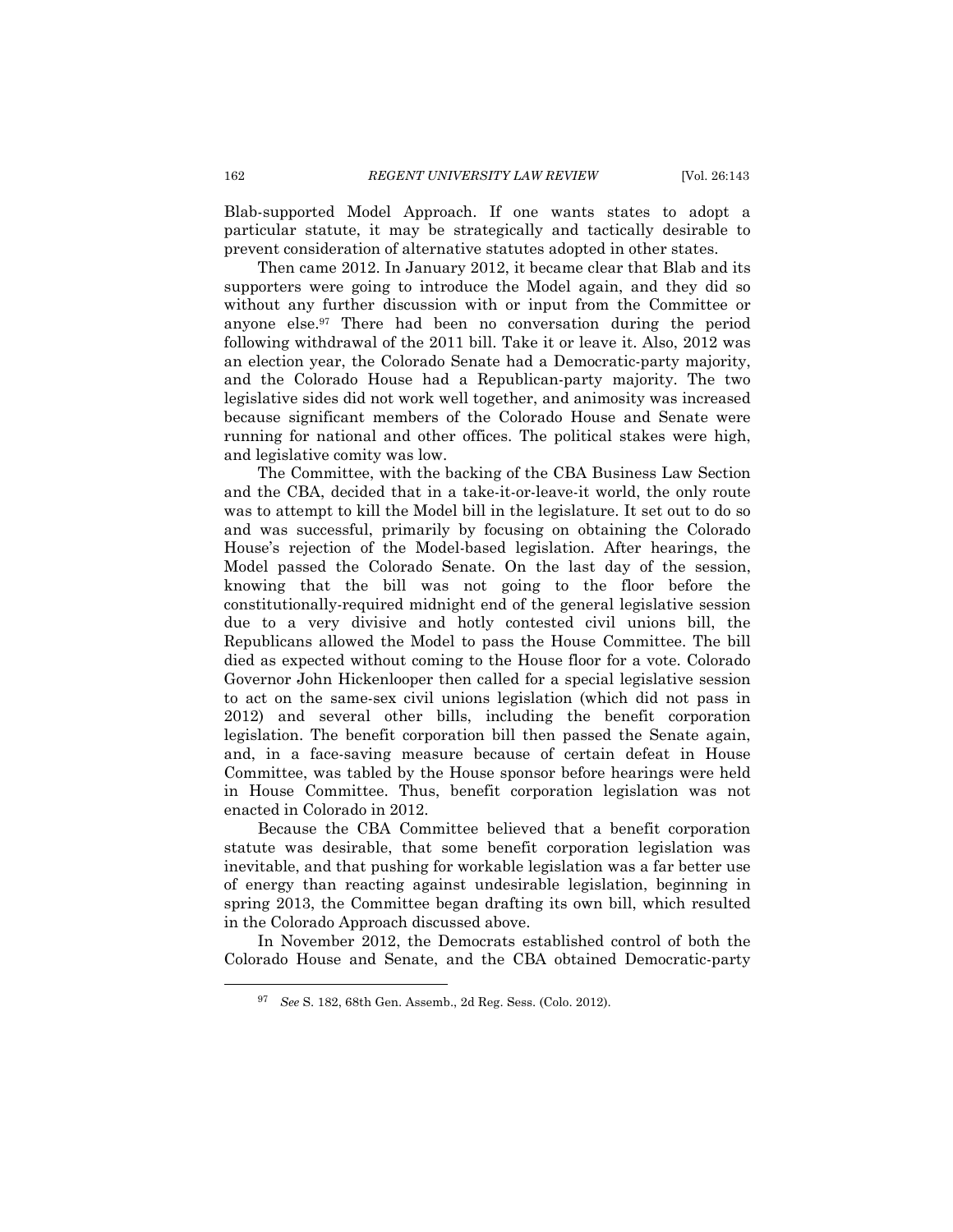Blab-supported Model Approach. If one wants states to adopt a particular statute, it may be strategically and tactically desirable to prevent consideration of alternative statutes adopted in other states.

Then came 2012. In January 2012, it became clear that Blab and its supporters were going to introduce the Model again, and they did so without any further discussion with or input from the Committee or anyone else.[97] There had been no conversation during the period following withdrawal of the 2011 bill. Take it or leave it. Also, 2012 was an election year, the Colorado Senate had a Democratic-party majority, and the Colorado House had a Republican-party majority. The two legislative sides did not work well together, and animosity was increased because significant members of the Colorado House and Senate were running for national and other offices. The political stakes were high, and legislative comity was low.

The Committee, with the backing of the CBA Business Law Section and the CBA, decided that in a take-it-or-leave-it world, the only route was to attempt to kill the Model bill in the legislature. It set out to do so and was successful, primarily by focusing on obtaining the Colorado House's rejection of the Model-based legislation. After hearings, the Model passed the Colorado Senate. On the last day of the session, knowing that the bill was not going to the floor before the constitutionally-required midnight end of the general legislative session due to a very divisive and hotly contested civil unions bill, the Republicans allowed the Model to pass the House Committee. The bill died as expected without coming to the House floor for a vote. Colorado Governor John Hickenlooper then called for a special legislative session to act on the same-sex civil unions legislation (which did not pass in 2012) and several other bills, including the benefit corporation legislation. The benefit corporation bill then passed the Senate again, and, in a face-saving measure because of certain defeat in House Committee, was tabled by the House sponsor before hearings were held in House Committee. Thus, benefit corporation legislation was not enacted in Colorado in 2012.

Because the CBA Committee believed that a benefit corporation statute was desirable, that some benefit corporation legislation was inevitable, and that pushing for workable legislation was a far better use of energy than reacting against undesirable legislation, beginning in spring 2013, the Committee began drafting its own bill, which resulted in the Colorado Approach discussed above.

In November 2012, the Democrats established control of both the Colorado House and Senate, and the CBA obtained Democratic-party

---

[97] *See* S. 182, 68th Gen. Assemb., 2d Reg. Sess. (Colo. 2012).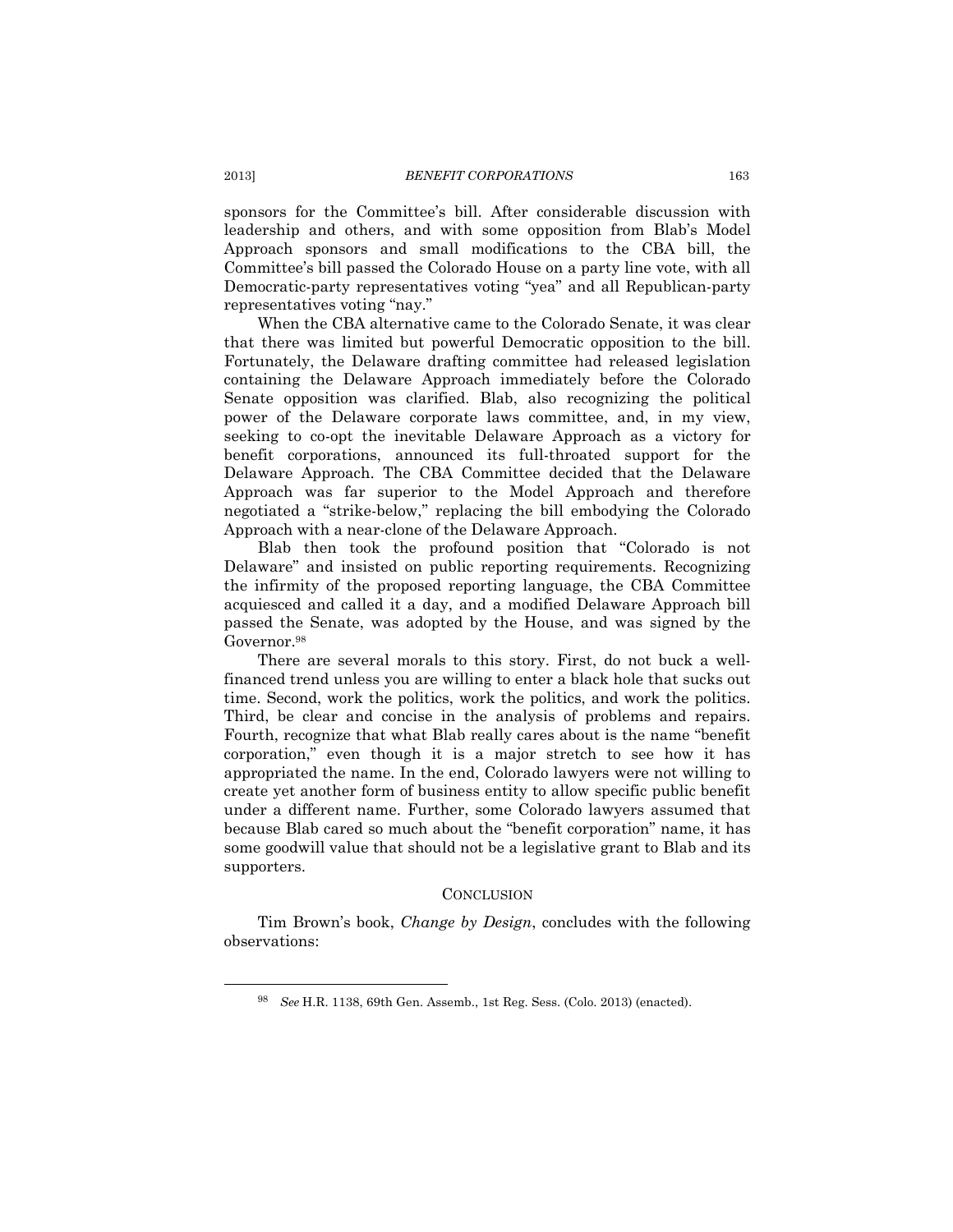sponsors for the Committee's bill. After considerable discussion with leadership and others, and with some opposition from Blab's Model Approach sponsors and small modifications to the CBA bill, the Committee's bill passed the Colorado House on a party line vote, with all Democratic-party representatives voting "yea" and all Republican-party representatives voting "nay."

When the CBA alternative came to the Colorado Senate, it was clear that there was limited but powerful Democratic opposition to the bill. Fortunately, the Delaware drafting committee had released legislation containing the Delaware Approach immediately before the Colorado Senate opposition was clarified. Blab, also recognizing the political power of the Delaware corporate laws committee, and, in my view, seeking to co-opt the inevitable Delaware Approach as a victory for benefit corporations, announced its full-throated support for the Delaware Approach. The CBA Committee decided that the Delaware Approach was far superior to the Model Approach and therefore negotiated a "strike-below," replacing the bill embodying the Colorado Approach with a near-clone of the Delaware Approach.

Blab then took the profound position that "Colorado is not Delaware" and insisted on public reporting requirements. Recognizing the infirmity of the proposed reporting language, the CBA Committee acquiesced and called it a day, and a modified Delaware Approach bill passed the Senate, was adopted by the House, and was signed by the Governor.[98]

There are several morals to this story. First, do not buck a well-financed trend unless you are willing to enter a black hole that sucks out time. Second, work the politics, work the politics, and work the politics. Third, be clear and concise in the analysis of problems and repairs. Fourth, recognize that what Blab really cares about is the name "benefit corporation," even though it is a major stretch to see how it has appropriated the name. In the end, Colorado lawyers were not willing to create yet another form of business entity to allow specific public benefit under a different name. Further, some Colorado lawyers assumed that because Blab cared so much about the "benefit corporation" name, it has some goodwill value that should not be a legislative grant to Blab and its supporters.

## CONCLUSION

Tim Brown's book, *Change by Design*, concludes with the following observations:

[98] *See* H.R. 1138, 69th Gen. Assemb., 1st Reg. Sess. (Colo. 2013) (enacted).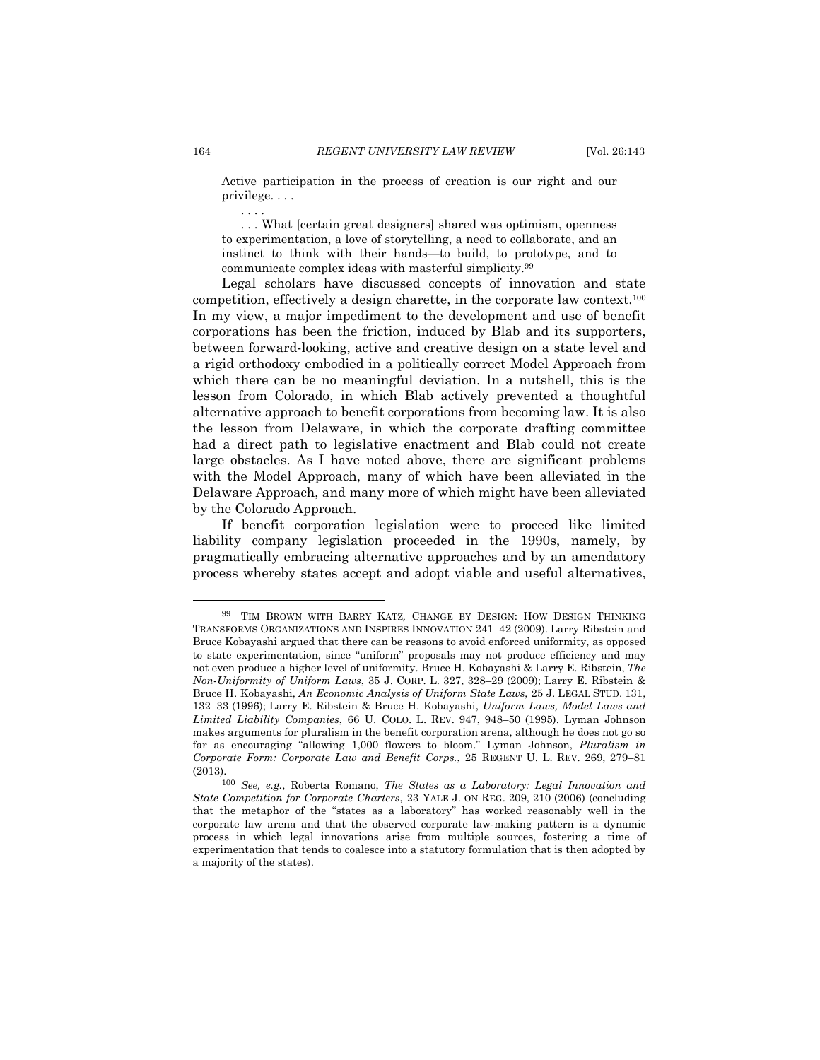> Active participation in the process of creation is our right and our privilege. . . .
>
> . . . .
>
> . . . What [certain great designers] shared was optimism, openness to experimentation, a love of storytelling, a need to collaborate, and an instinct to think with their hands—to build, to prototype, and to communicate complex ideas with masterful simplicity.[99]

Legal scholars have discussed concepts of innovation and state competition, effectively a design charette, in the corporate law context.[100] In my view, a major impediment to the development and use of benefit corporations has been the friction, induced by Blab and its supporters, between forward-looking, active and creative design on a state level and a rigid orthodoxy embodied in a politically correct Model Approach from which there can be no meaningful deviation. In a nutshell, this is the lesson from Colorado, in which Blab actively prevented a thoughtful alternative approach to benefit corporations from becoming law. It is also the lesson from Delaware, in which the corporate drafting committee had a direct path to legislative enactment and Blab could not create large obstacles. As I have noted above, there are significant problems with the Model Approach, many of which have been alleviated in the Delaware Approach, and many more of which might have been alleviated by the Colorado Approach.

If benefit corporation legislation were to proceed like limited liability company legislation proceeded in the 1990s, namely, by pragmatically embracing alternative approaches and by an amendatory process whereby states accept and adopt viable and useful alternatives,

---

[99] TIM BROWN WITH BARRY KATZ, CHANGE BY DESIGN: HOW DESIGN THINKING TRANSFORMS ORGANIZATIONS AND INSPIRES INNOVATION 241–42 (2009). Larry Ribstein and Bruce Kobayashi argued that there can be reasons to avoid enforced uniformity, as opposed to state experimentation, since "uniform" proposals may not produce efficiency and may not even produce a higher level of uniformity. Bruce H. Kobayashi & Larry E. Ribstein, *The Non-Uniformity of Uniform Laws*, 35 J. CORP. L. 327, 328–29 (2009); Larry E. Ribstein & Bruce H. Kobayashi, *An Economic Analysis of Uniform State Laws*, 25 J. LEGAL STUD. 131, 132–33 (1996); Larry E. Ribstein & Bruce H. Kobayashi, *Uniform Laws, Model Laws and Limited Liability Companies*, 66 U. COLO. L. REV. 947, 948–50 (1995). Lyman Johnson makes arguments for pluralism in the benefit corporation arena, although he does not go so far as encouraging "allowing 1,000 flowers to bloom." Lyman Johnson, *Pluralism in Corporate Form: Corporate Law and Benefit Corps.*, 25 REGENT U. L. REV. 269, 279–81 (2013).

[100] *See, e.g.*, Roberta Romano, *The States as a Laboratory: Legal Innovation and State Competition for Corporate Charters*, 23 YALE J. ON REG. 209, 210 (2006) (concluding that the metaphor of the "states as a laboratory" has worked reasonably well in the corporate law arena and that the observed corporate law-making pattern is a dynamic process in which legal innovations arise from multiple sources, fostering a time of experimentation that tends to coalesce into a statutory formulation that is then adopted by a majority of the states).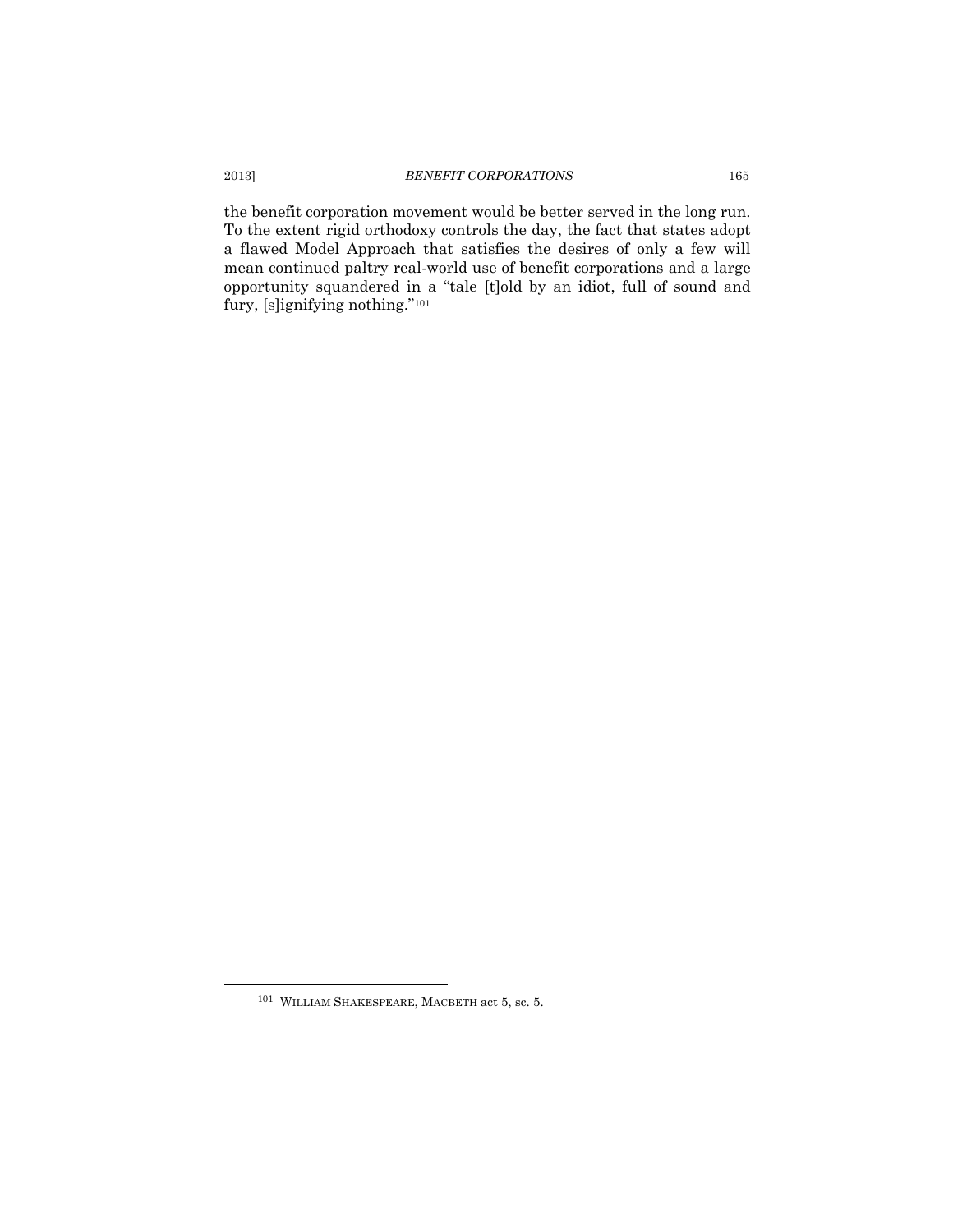the benefit corporation movement would be better served in the long run. To the extent rigid orthodoxy controls the day, the fact that states adopt a flawed Model Approach that satisfies the desires of only a few will mean continued paltry real-world use of benefit corporations and a large opportunity squandered in a "tale [t]old by an idiot, full of sound and fury, [s]ignifying nothing."[101]

---

[101] WILLIAM SHAKESPEARE, MACBETH act 5, sc. 5.